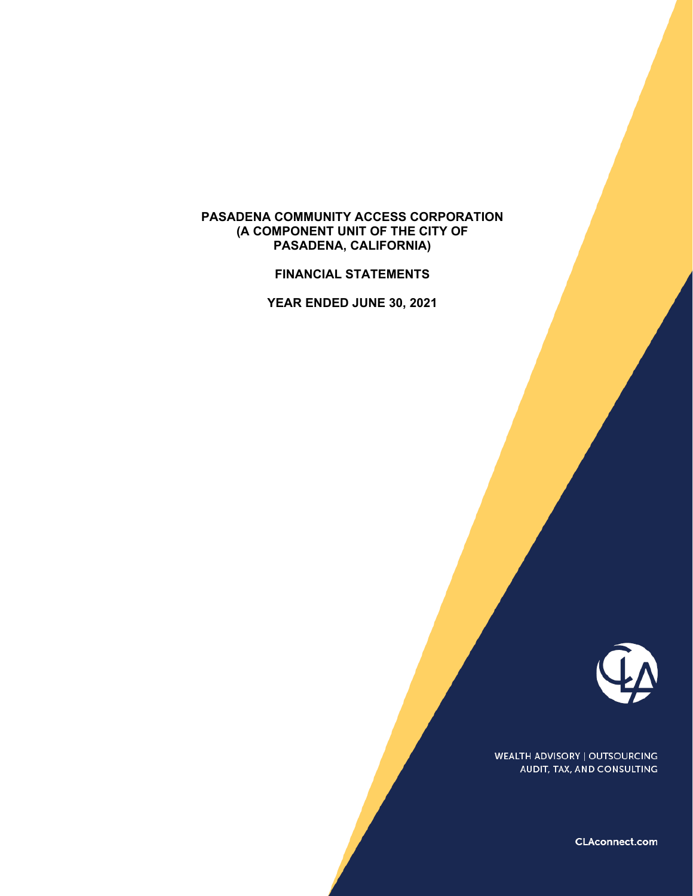# PASADENA COMMUNITY ACCESS CORPORATION (A COMPONENT UNIT OF THE CITY OF PASADENA, CALIFORNIA)

## FINANCIAL STATEMENTS

## YEAR ENDED JUNE 30, 2021

WEALTH ADVISORY | OUTSOURCING
AUDIT, TAX, AND CONSULTING

CLAconnect.com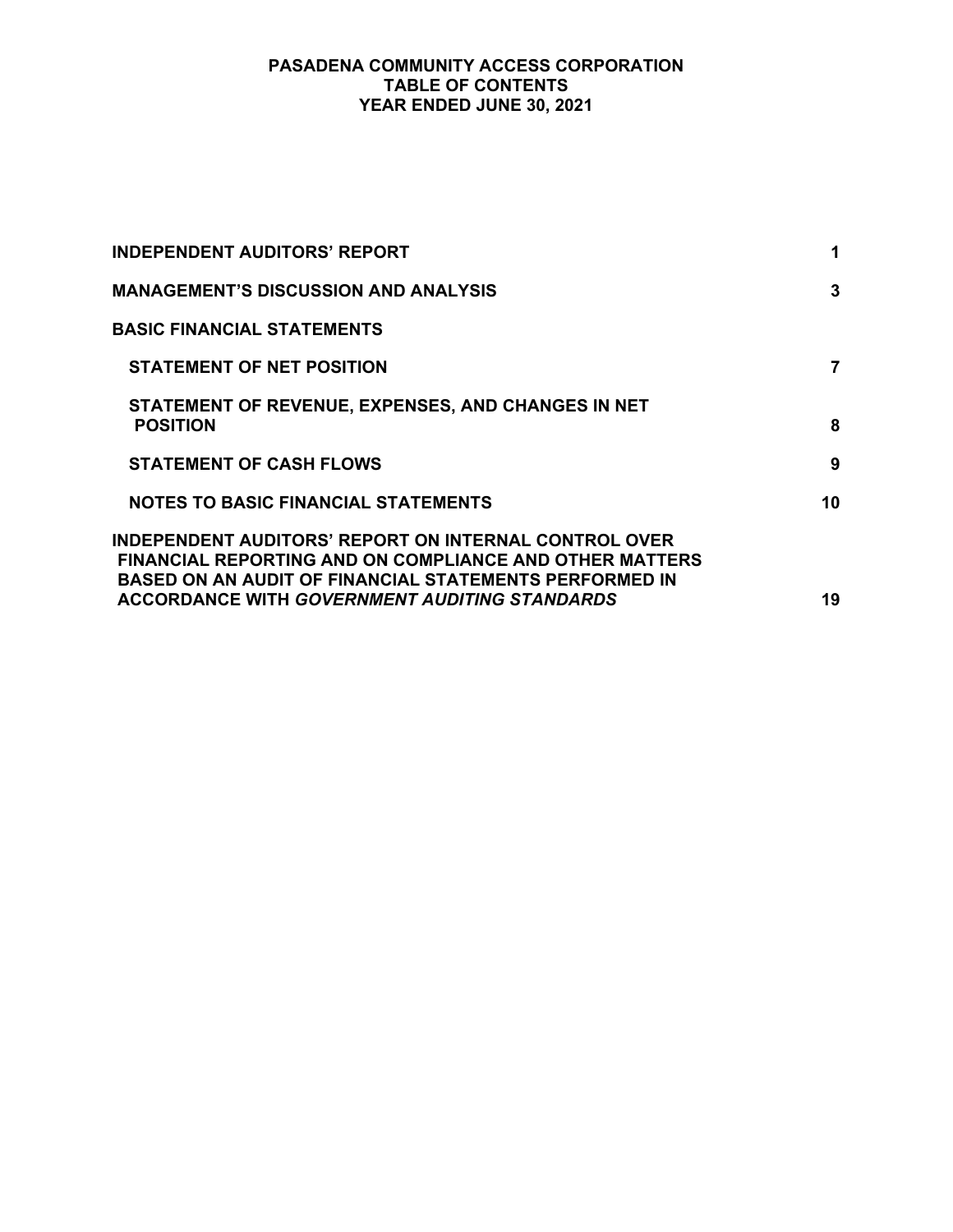# PASADENA COMMUNITY ACCESS CORPORATION
## TABLE OF CONTENTS
## YEAR ENDED JUNE 30, 2021

| | |
|---|---|
| **INDEPENDENT AUDITORS' REPORT** | **1** |
| **MANAGEMENT'S DISCUSSION AND ANALYSIS** | **3** |
| **BASIC FINANCIAL STATEMENTS** | |
| **STATEMENT OF NET POSITION** | **7** |
| **STATEMENT OF REVENUE, EXPENSES, AND CHANGES IN NET POSITION** | **8** |
| **STATEMENT OF CASH FLOWS** | **9** |
| **NOTES TO BASIC FINANCIAL STATEMENTS** | **10** |
| **INDEPENDENT AUDITORS' REPORT ON INTERNAL CONTROL OVER FINANCIAL REPORTING AND ON COMPLIANCE AND OTHER MATTERS BASED ON AN AUDIT OF FINANCIAL STATEMENTS PERFORMED IN ACCORDANCE WITH *GOVERNMENT AUDITING STANDARDS*** | **19** |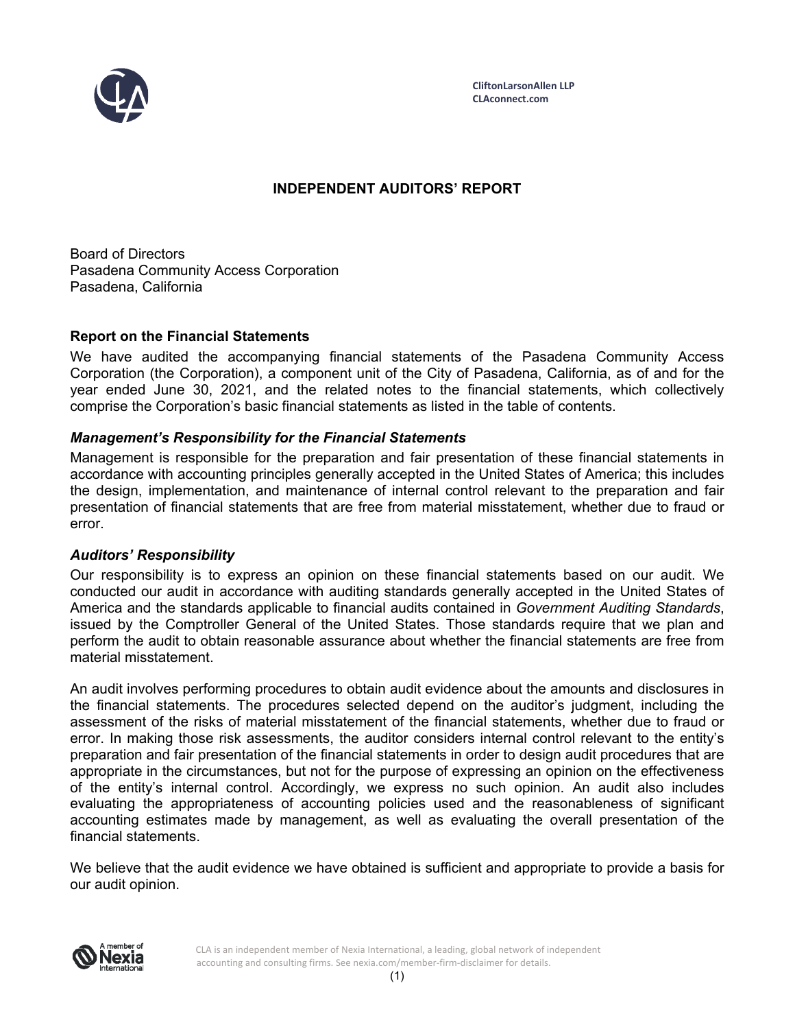CliftonLarsonAllen LLP
CLAconnect.com

# INDEPENDENT AUDITORS' REPORT

Board of Directors
Pasadena Community Access Corporation
Pasadena, California

## Report on the Financial Statements

We have audited the accompanying financial statements of the Pasadena Community Access Corporation (the Corporation), a component unit of the City of Pasadena, California, as of and for the year ended June 30, 2021, and the related notes to the financial statements, which collectively comprise the Corporation's basic financial statements as listed in the table of contents.

### *Management's Responsibility for the Financial Statements*

Management is responsible for the preparation and fair presentation of these financial statements in accordance with accounting principles generally accepted in the United States of America; this includes the design, implementation, and maintenance of internal control relevant to the preparation and fair presentation of financial statements that are free from material misstatement, whether due to fraud or error.

### *Auditors' Responsibility*

Our responsibility is to express an opinion on these financial statements based on our audit. We conducted our audit in accordance with auditing standards generally accepted in the United States of America and the standards applicable to financial audits contained in *Government Auditing Standards*, issued by the Comptroller General of the United States. Those standards require that we plan and perform the audit to obtain reasonable assurance about whether the financial statements are free from material misstatement.

An audit involves performing procedures to obtain audit evidence about the amounts and disclosures in the financial statements. The procedures selected depend on the auditor's judgment, including the assessment of the risks of material misstatement of the financial statements, whether due to fraud or error. In making those risk assessments, the auditor considers internal control relevant to the entity's preparation and fair presentation of the financial statements in order to design audit procedures that are appropriate in the circumstances, but not for the purpose of expressing an opinion on the effectiveness of the entity's internal control. Accordingly, we express no such opinion. An audit also includes evaluating the appropriateness of accounting policies used and the reasonableness of significant accounting estimates made by management, as well as evaluating the overall presentation of the financial statements.

We believe that the audit evidence we have obtained is sufficient and appropriate to provide a basis for our audit opinion.

CLA is an independent member of Nexia International, a leading, global network of independent accounting and consulting firms. See nexia.com/member-firm-disclaimer for details.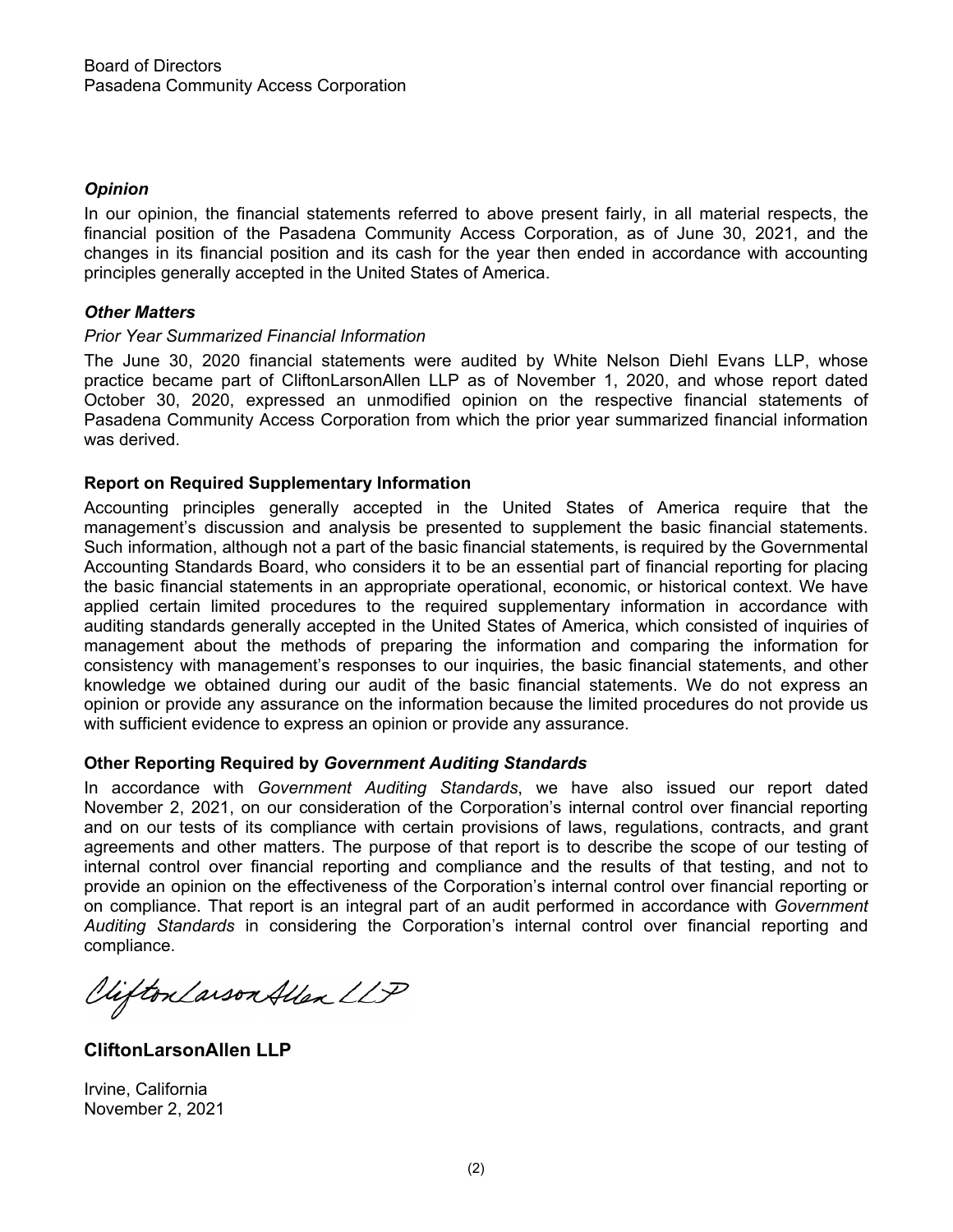Board of Directors
Pasadena Community Access Corporation

***Opinion***

In our opinion, the financial statements referred to above present fairly, in all material respects, the financial position of the Pasadena Community Access Corporation, as of June 30, 2021, and the changes in its financial position and its cash for the year then ended in accordance with accounting principles generally accepted in the United States of America.

***Other Matters***

*Prior Year Summarized Financial Information*

The June 30, 2020 financial statements were audited by White Nelson Diehl Evans LLP, whose practice became part of CliftonLarsonAllen LLP as of November 1, 2020, and whose report dated October 30, 2020, expressed an unmodified opinion on the respective financial statements of Pasadena Community Access Corporation from which the prior year summarized financial information was derived.

**Report on Required Supplementary Information**

Accounting principles generally accepted in the United States of America require that the management's discussion and analysis be presented to supplement the basic financial statements. Such information, although not a part of the basic financial statements, is required by the Governmental Accounting Standards Board, who considers it to be an essential part of financial reporting for placing the basic financial statements in an appropriate operational, economic, or historical context. We have applied certain limited procedures to the required supplementary information in accordance with auditing standards generally accepted in the United States of America, which consisted of inquiries of management about the methods of preparing the information and comparing the information for consistency with management's responses to our inquiries, the basic financial statements, and other knowledge we obtained during our audit of the basic financial statements. We do not express an opinion or provide any assurance on the information because the limited procedures do not provide us with sufficient evidence to express an opinion or provide any assurance.

**Other Reporting Required by *Government Auditing Standards***

In accordance with *Government Auditing Standards*, we have also issued our report dated November 2, 2021, on our consideration of the Corporation's internal control over financial reporting and on our tests of its compliance with certain provisions of laws, regulations, contracts, and grant agreements and other matters. The purpose of that report is to describe the scope of our testing of internal control over financial reporting and compliance and the results of that testing, and not to provide an opinion on the effectiveness of the Corporation's internal control over financial reporting or on compliance. That report is an integral part of an audit performed in accordance with *Government Auditing Standards* in considering the Corporation's internal control over financial reporting and compliance.

CliftonLarsonAllen LLP

**CliftonLarsonAllen LLP**

Irvine, California
November 2, 2021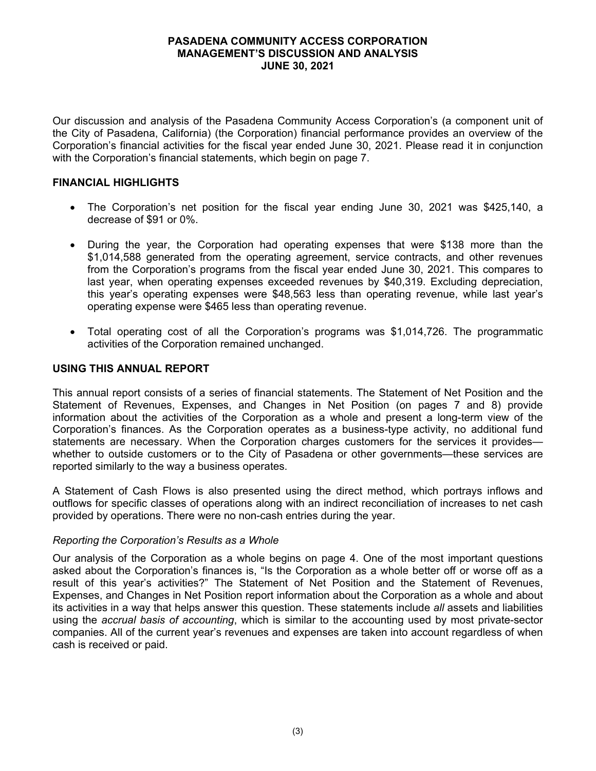# PASADENA COMMUNITY ACCESS CORPORATION
## MANAGEMENT'S DISCUSSION AND ANALYSIS
## JUNE 30, 2021

Our discussion and analysis of the Pasadena Community Access Corporation's (a component unit of the City of Pasadena, California) (the Corporation) financial performance provides an overview of the Corporation's financial activities for the fiscal year ended June 30, 2021. Please read it in conjunction with the Corporation's financial statements, which begin on page 7.

### FINANCIAL HIGHLIGHTS

- The Corporation's net position for the fiscal year ending June 30, 2021 was $425,140, a decrease of $91 or 0%.
- During the year, the Corporation had operating expenses that were $138 more than the $1,014,588 generated from the operating agreement, service contracts, and other revenues from the Corporation's programs from the fiscal year ended June 30, 2021. This compares to last year, when operating expenses exceeded revenues by $40,319. Excluding depreciation, this year's operating expenses were $48,563 less than operating revenue, while last year's operating expense were $465 less than operating revenue.
- Total operating cost of all the Corporation's programs was $1,014,726. The programmatic activities of the Corporation remained unchanged.

### USING THIS ANNUAL REPORT

This annual report consists of a series of financial statements. The Statement of Net Position and the Statement of Revenues, Expenses, and Changes in Net Position (on pages 7 and 8) provide information about the activities of the Corporation as a whole and present a long-term view of the Corporation's finances. As the Corporation operates as a business-type activity, no additional fund statements are necessary. When the Corporation charges customers for the services it provides—whether to outside customers or to the City of Pasadena or other governments—these services are reported similarly to the way a business operates.

A Statement of Cash Flows is also presented using the direct method, which portrays inflows and outflows for specific classes of operations along with an indirect reconciliation of increases to net cash provided by operations. There were no non-cash entries during the year.

*Reporting the Corporation's Results as a Whole*

Our analysis of the Corporation as a whole begins on page 4. One of the most important questions asked about the Corporation's finances is, "Is the Corporation as a whole better off or worse off as a result of this year's activities?" The Statement of Net Position and the Statement of Revenues, Expenses, and Changes in Net Position report information about the Corporation as a whole and about its activities in a way that helps answer this question. These statements include *all* assets and liabilities using the *accrual basis of accounting*, which is similar to the accounting used by most private-sector companies. All of the current year's revenues and expenses are taken into account regardless of when cash is received or paid.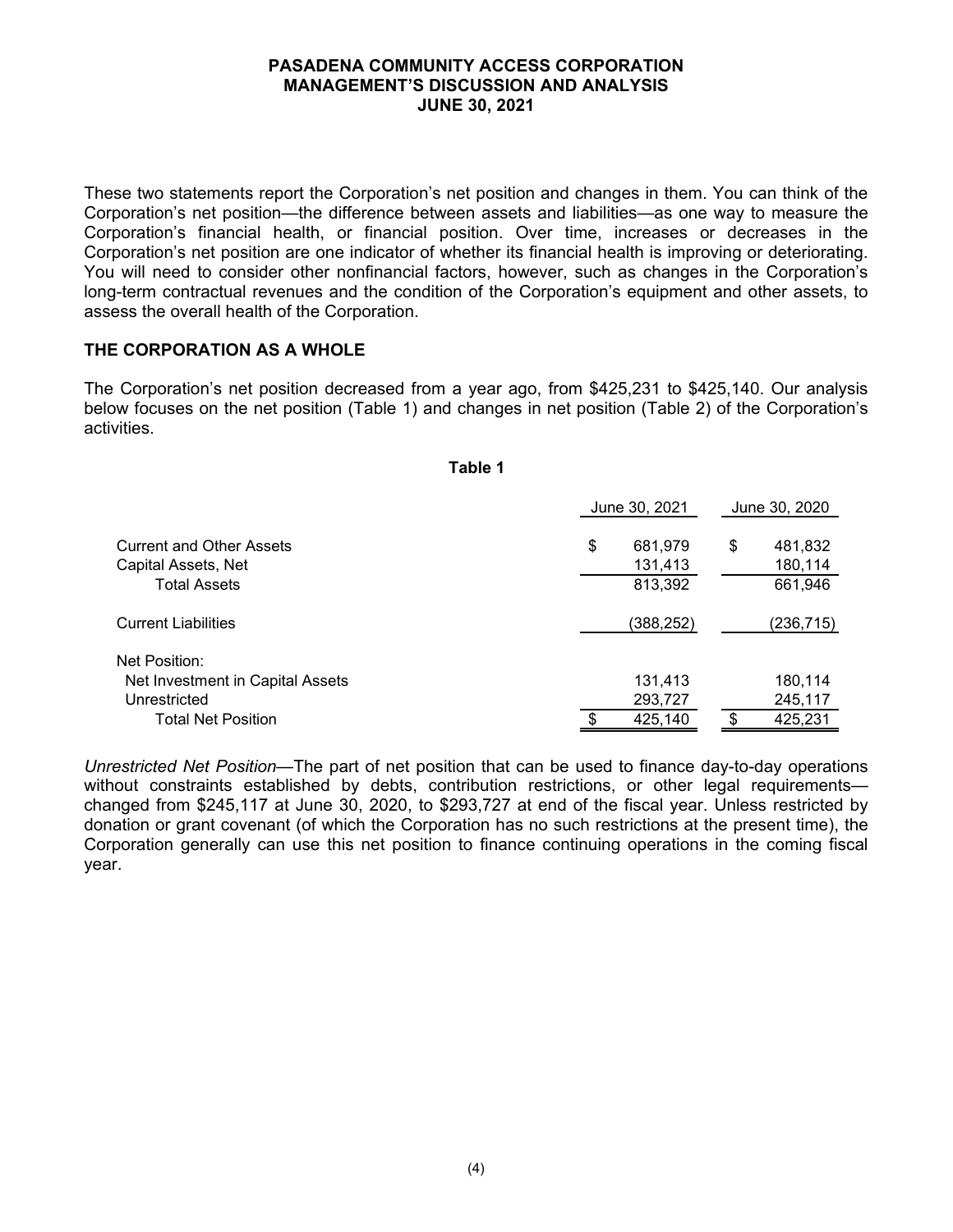These two statements report the Corporation's net position and changes in them. You can think of the Corporation's net position—the difference between assets and liabilities—as one way to measure the Corporation's financial health, or financial position. Over time, increases or decreases in the Corporation's net position are one indicator of whether its financial health is improving or deteriorating. You will need to consider other nonfinancial factors, however, such as changes in the Corporation's long-term contractual revenues and the condition of the Corporation's equipment and other assets, to assess the overall health of the Corporation.

## THE CORPORATION AS A WHOLE

The Corporation's net position decreased from a year ago, from $425,231 to $425,140. Our analysis below focuses on the net position (Table 1) and changes in net position (Table 2) of the Corporation's activities.

**Table 1**

| | June 30, 2021 | June 30, 2020 |
|---|---|---|
| Current and Other Assets | $ 681,979 | $ 481,832 |
| Capital Assets, Net | 131,413 | 180,114 |
| Total Assets | 813,392 | 661,946 |
| Current Liabilities | (388,252) | (236,715) |
| Net Position: | | |
| Net Investment in Capital Assets | 131,413 | 180,114 |
| Unrestricted | 293,727 | 245,117 |
| Total Net Position | $ 425,140 | $ 425,231 |

*Unrestricted Net Position*—The part of net position that can be used to finance day-to-day operations without constraints established by debts, contribution restrictions, or other legal requirements—changed from $245,117 at June 30, 2020, to $293,727 at end of the fiscal year. Unless restricted by donation or grant covenant (of which the Corporation has no such restrictions at the present time), the Corporation generally can use this net position to finance continuing operations in the coming fiscal year.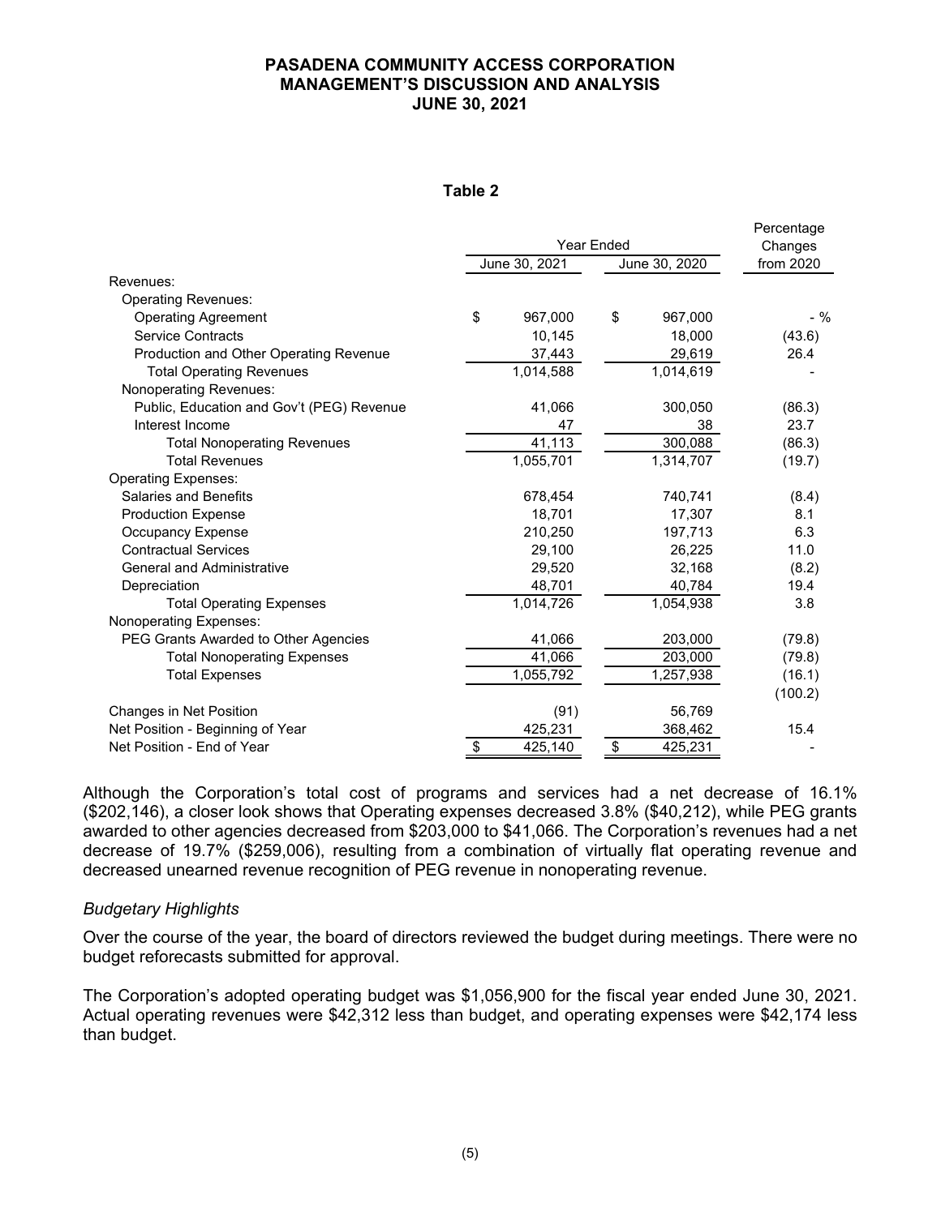# PASADENA COMMUNITY ACCESS CORPORATION
## MANAGEMENT'S DISCUSSION AND ANALYSIS
## JUNE 30, 2021

**Table 2**

| | Year Ended June 30, 2021 | Year Ended June 30, 2020 | Percentage Changes from 2020 |
|---|---|---|---|
| Revenues: | | | |
| Operating Revenues: | | | |
| Operating Agreement | $ 967,000 | $ 967,000 | - % |
| Service Contracts | 10,145 | 18,000 | (43.6) |
| Production and Other Operating Revenue | 37,443 | 29,619 | 26.4 |
| Total Operating Revenues | 1,014,588 | 1,014,619 | - |
| Nonoperating Revenues: | | | |
| Public, Education and Gov't (PEG) Revenue | 41,066 | 300,050 | (86.3) |
| Interest Income | 47 | 38 | 23.7 |
| Total Nonoperating Revenues | 41,113 | 300,088 | (86.3) |
| Total Revenues | 1,055,701 | 1,314,707 | (19.7) |
| Operating Expenses: | | | |
| Salaries and Benefits | 678,454 | 740,741 | (8.4) |
| Production Expense | 18,701 | 17,307 | 8.1 |
| Occupancy Expense | 210,250 | 197,713 | 6.3 |
| Contractual Services | 29,100 | 26,225 | 11.0 |
| General and Administrative | 29,520 | 32,168 | (8.2) |
| Depreciation | 48,701 | 40,784 | 19.4 |
| Total Operating Expenses | 1,014,726 | 1,054,938 | 3.8 |
| Nonoperating Expenses: | | | |
| PEG Grants Awarded to Other Agencies | 41,066 | 203,000 | (79.8) |
| Total Nonoperating Expenses | 41,066 | 203,000 | (79.8) |
| Total Expenses | 1,055,792 | 1,257,938 | (16.1) |
| | | | (100.2) |
| Changes in Net Position | (91) | 56,769 | |
| Net Position - Beginning of Year | 425,231 | 368,462 | 15.4 |
| Net Position - End of Year | $ 425,140 | $ 425,231 | - |

Although the Corporation's total cost of programs and services had a net decrease of 16.1% ($202,146), a closer look shows that Operating expenses decreased 3.8% ($40,212), while PEG grants awarded to other agencies decreased from $203,000 to $41,066. The Corporation's revenues had a net decrease of 19.7% ($259,006), resulting from a combination of virtually flat operating revenue and decreased unearned revenue recognition of PEG revenue in nonoperating revenue.

### *Budgetary Highlights*

Over the course of the year, the board of directors reviewed the budget during meetings. There were no budget reforecasts submitted for approval.

The Corporation's adopted operating budget was $1,056,900 for the fiscal year ended June 30, 2021. Actual operating revenues were $42,312 less than budget, and operating expenses were $42,174 less than budget.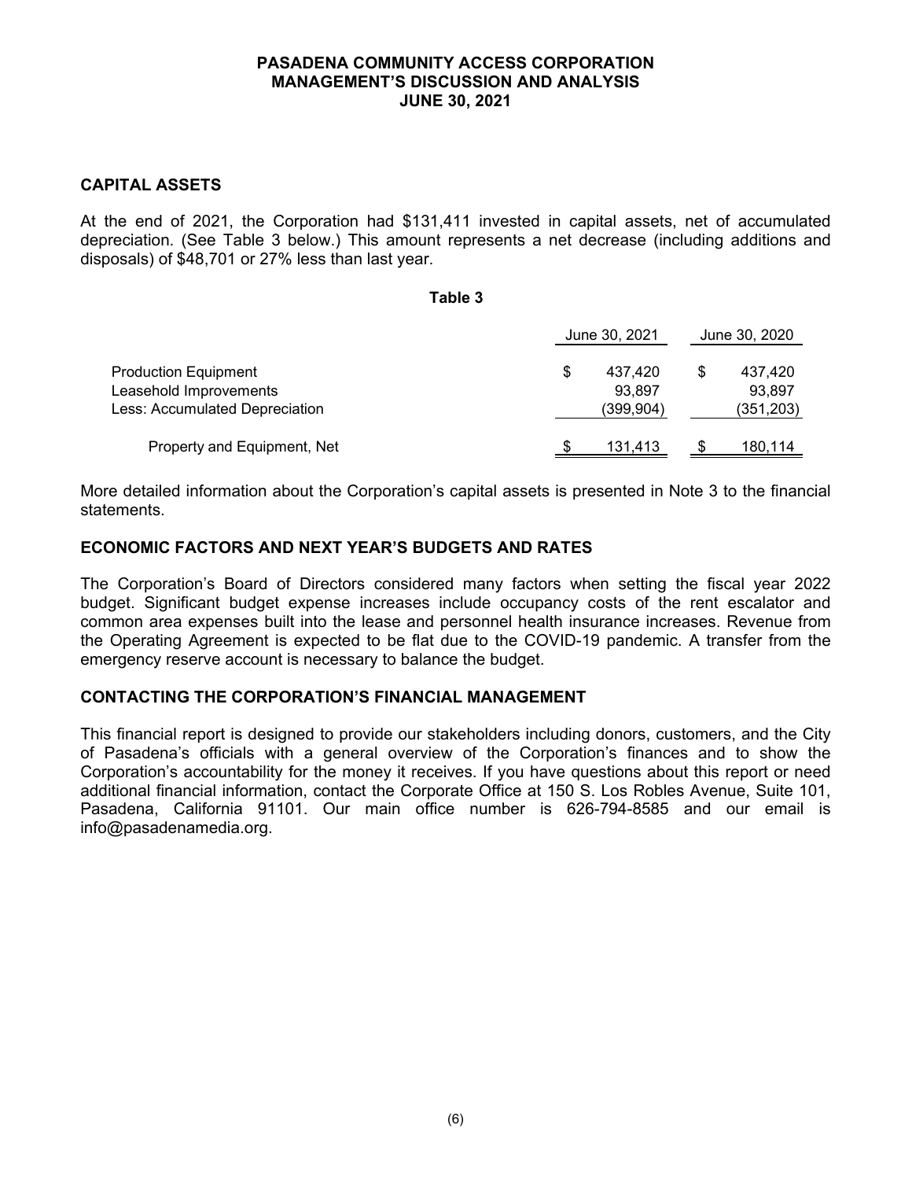**PASADENA COMMUNITY ACCESS CORPORATION**
**MANAGEMENT'S DISCUSSION AND ANALYSIS**
**JUNE 30, 2021**

## CAPITAL ASSETS

At the end of 2021, the Corporation had $131,411 invested in capital assets, net of accumulated depreciation. (See Table 3 below.) This amount represents a net decrease (including additions and disposals) of $48,701 or 27% less than last year.

**Table 3**

| | June 30, 2021 | June 30, 2020 |
|---|---|---|
| Production Equipment | $ 437,420 | $ 437,420 |
| Leasehold Improvements | 93,897 | 93,897 |
| Less: Accumulated Depreciation | (399,904) | (351,203) |
| Property and Equipment, Net | $ 131,413 | $ 180,114 |

More detailed information about the Corporation's capital assets is presented in Note 3 to the financial statements.

## ECONOMIC FACTORS AND NEXT YEAR'S BUDGETS AND RATES

The Corporation's Board of Directors considered many factors when setting the fiscal year 2022 budget. Significant budget expense increases include occupancy costs of the rent escalator and common area expenses built into the lease and personnel health insurance increases. Revenue from the Operating Agreement is expected to be flat due to the COVID-19 pandemic. A transfer from the emergency reserve account is necessary to balance the budget.

## CONTACTING THE CORPORATION'S FINANCIAL MANAGEMENT

This financial report is designed to provide our stakeholders including donors, customers, and the City of Pasadena's officials with a general overview of the Corporation's finances and to show the Corporation's accountability for the money it receives. If you have questions about this report or need additional financial information, contact the Corporate Office at 150 S. Los Robles Avenue, Suite 101, Pasadena, California 91101. Our main office number is 626-794-8585 and our email is info@pasadenamedia.org.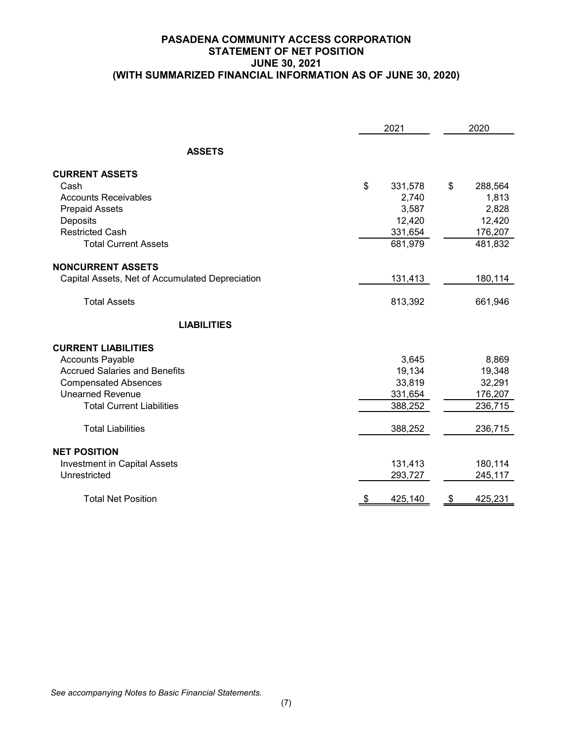# PASADENA COMMUNITY ACCESS CORPORATION
## STATEMENT OF NET POSITION
## JUNE 30, 2021
## (WITH SUMMARIZED FINANCIAL INFORMATION AS OF JUNE 30, 2020)

| | 2021 | 2020 |
|---|---|---|
| **ASSETS** | | |
| **CURRENT ASSETS** | | |
| Cash | $ 331,578 | $ 288,564 |
| Accounts Receivables | 2,740 | 1,813 |
| Prepaid Assets | 3,587 | 2,828 |
| Deposits | 12,420 | 12,420 |
| Restricted Cash | 331,654 | 176,207 |
| Total Current Assets | 681,979 | 481,832 |
| **NONCURRENT ASSETS** | | |
| Capital Assets, Net of Accumulated Depreciation | 131,413 | 180,114 |
| Total Assets | 813,392 | 661,946 |
| **LIABILITIES** | | |
| **CURRENT LIABILITIES** | | |
| Accounts Payable | 3,645 | 8,869 |
| Accrued Salaries and Benefits | 19,134 | 19,348 |
| Compensated Absences | 33,819 | 32,291 |
| Unearned Revenue | 331,654 | 176,207 |
| Total Current Liabilities | 388,252 | 236,715 |
| Total Liabilities | 388,252 | 236,715 |
| **NET POSITION** | | |
| Investment in Capital Assets | 131,413 | 180,114 |
| Unrestricted | 293,727 | 245,117 |
| Total Net Position | $ 425,140 | $ 425,231 |

*See accompanying Notes to Basic Financial Statements.*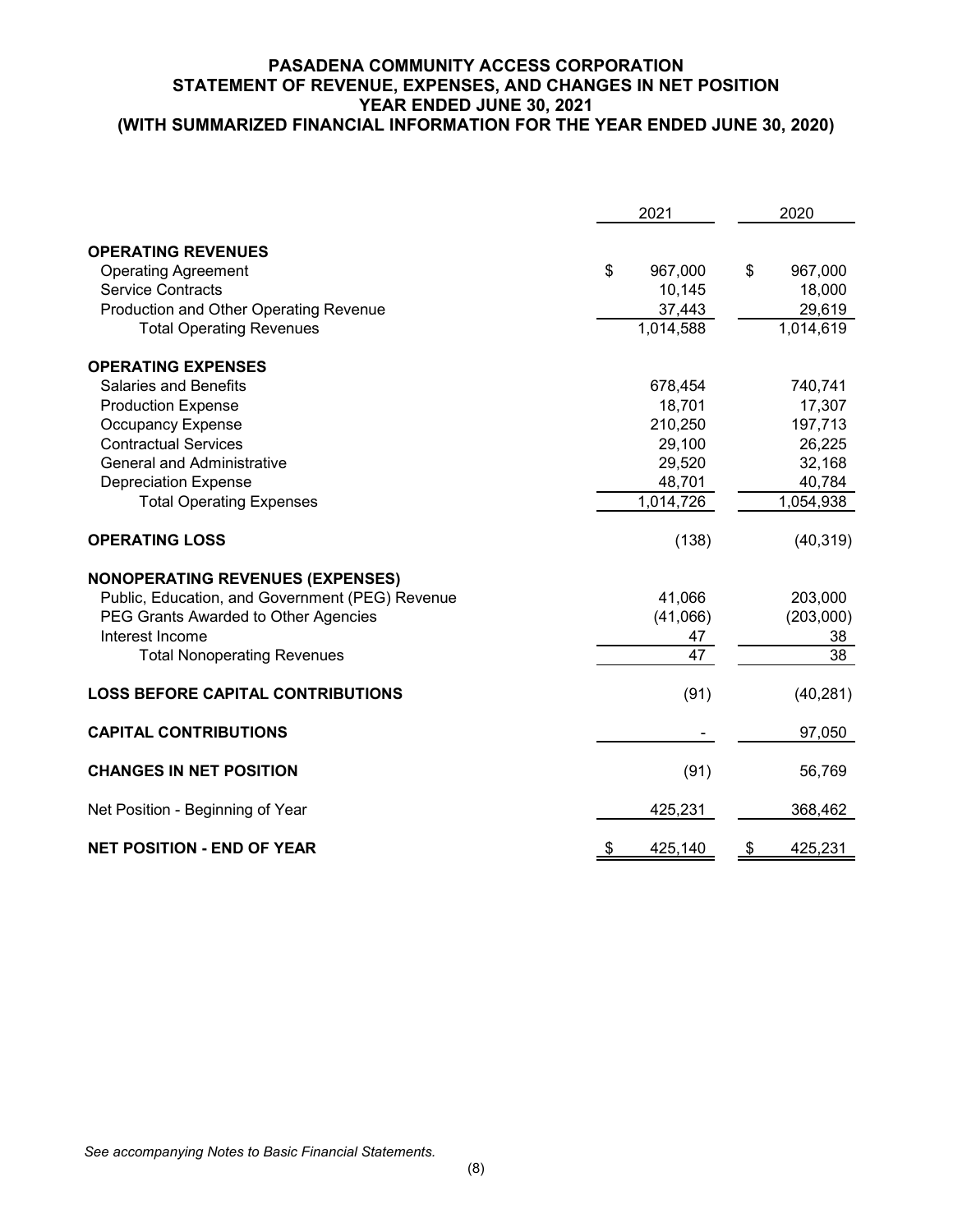# PASADENA COMMUNITY ACCESS CORPORATION
## STATEMENT OF REVENUE, EXPENSES, AND CHANGES IN NET POSITION
## YEAR ENDED JUNE 30, 2021
## (WITH SUMMARIZED FINANCIAL INFORMATION FOR THE YEAR ENDED JUNE 30, 2020)

| | 2021 | 2020 |
|---|---|---|
| **OPERATING REVENUES** | | |
| Operating Agreement | $ 967,000 | $ 967,000 |
| Service Contracts | 10,145 | 18,000 |
| Production and Other Operating Revenue | 37,443 | 29,619 |
| Total Operating Revenues | 1,014,588 | 1,014,619 |
| **OPERATING EXPENSES** | | |
| Salaries and Benefits | 678,454 | 740,741 |
| Production Expense | 18,701 | 17,307 |
| Occupancy Expense | 210,250 | 197,713 |
| Contractual Services | 29,100 | 26,225 |
| General and Administrative | 29,520 | 32,168 |
| Depreciation Expense | 48,701 | 40,784 |
| Total Operating Expenses | 1,014,726 | 1,054,938 |
| **OPERATING LOSS** | (138) | (40,319) |
| **NONOPERATING REVENUES (EXPENSES)** | | |
| Public, Education, and Government (PEG) Revenue | 41,066 | 203,000 |
| PEG Grants Awarded to Other Agencies | (41,066) | (203,000) |
| Interest Income | 47 | 38 |
| Total Nonoperating Revenues | 47 | 38 |
| **LOSS BEFORE CAPITAL CONTRIBUTIONS** | (91) | (40,281) |
| **CAPITAL CONTRIBUTIONS** | - | 97,050 |
| **CHANGES IN NET POSITION** | (91) | 56,769 |
| Net Position - Beginning of Year | 425,231 | 368,462 |
| **NET POSITION - END OF YEAR** | $ 425,140 | $ 425,231 |

*See accompanying Notes to Basic Financial Statements.*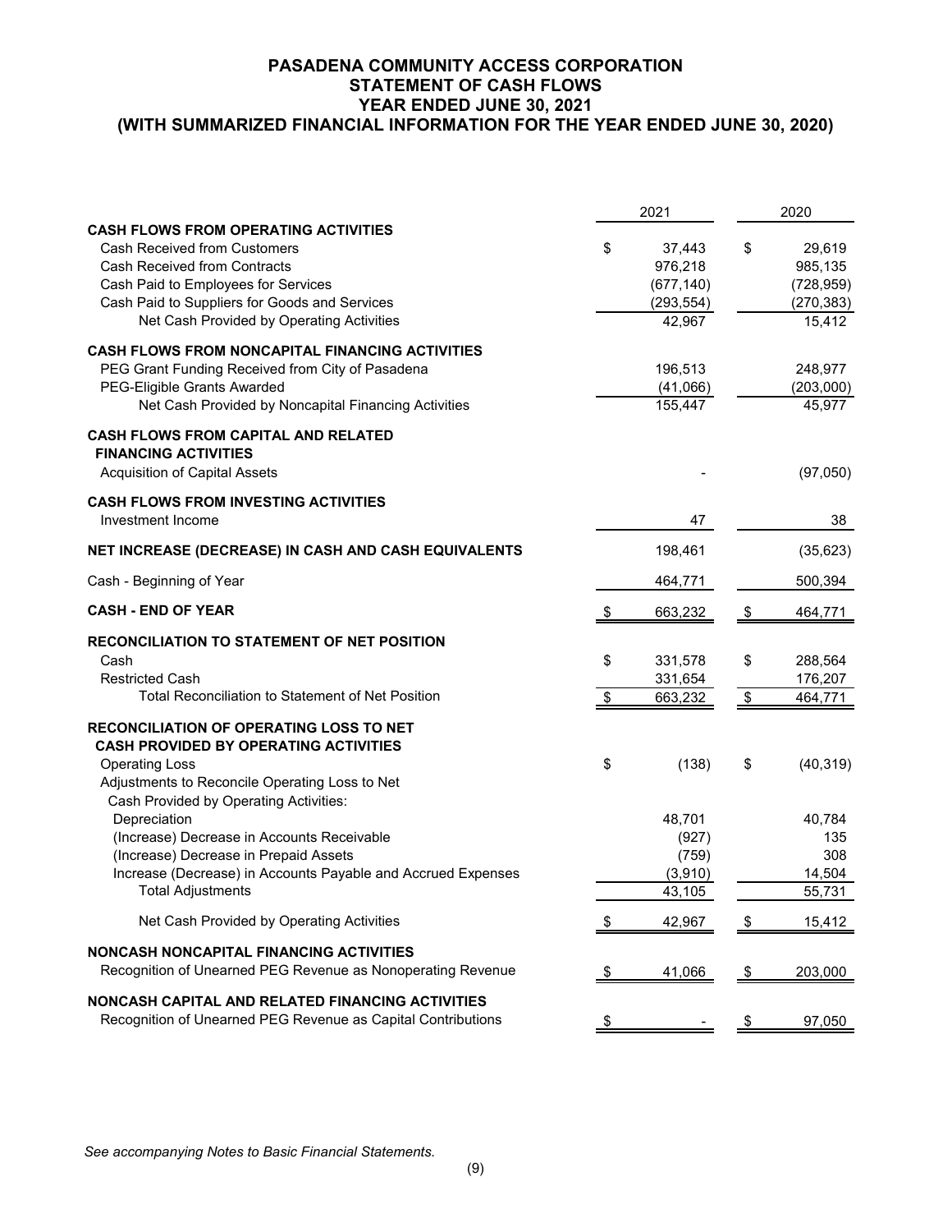# PASADENA COMMUNITY ACCESS CORPORATION
## STATEMENT OF CASH FLOWS
## YEAR ENDED JUNE 30, 2021
## (WITH SUMMARIZED FINANCIAL INFORMATION FOR THE YEAR ENDED JUNE 30, 2020)

| | 2021 | 2020 |
|---|---|---|
| **CASH FLOWS FROM OPERATING ACTIVITIES** | | |
| Cash Received from Customers | $ 37,443 | $ 29,619 |
| Cash Received from Contracts | 976,218 | 985,135 |
| Cash Paid to Employees for Services | (677,140) | (728,959) |
| Cash Paid to Suppliers for Goods and Services | (293,554) | (270,383) |
| Net Cash Provided by Operating Activities | 42,967 | 15,412 |
| **CASH FLOWS FROM NONCAPITAL FINANCING ACTIVITIES** | | |
| PEG Grant Funding Received from City of Pasadena | 196,513 | 248,977 |
| PEG-Eligible Grants Awarded | (41,066) | (203,000) |
| Net Cash Provided by Noncapital Financing Activities | 155,447 | 45,977 |
| **CASH FLOWS FROM CAPITAL AND RELATED FINANCING ACTIVITIES** | | |
| Acquisition of Capital Assets | - | (97,050) |
| **CASH FLOWS FROM INVESTING ACTIVITIES** | | |
| Investment Income | 47 | 38 |
| **NET INCREASE (DECREASE) IN CASH AND CASH EQUIVALENTS** | 198,461 | (35,623) |
| Cash - Beginning of Year | 464,771 | 500,394 |
| **CASH - END OF YEAR** | $ 663,232 | $ 464,771 |
| **RECONCILIATION TO STATEMENT OF NET POSITION** | | |
| Cash | $ 331,578 | $ 288,564 |
| Restricted Cash | 331,654 | 176,207 |
| Total Reconciliation to Statement of Net Position | $ 663,232 | $ 464,771 |
| **RECONCILIATION OF OPERATING LOSS TO NET CASH PROVIDED BY OPERATING ACTIVITIES** | | |
| Operating Loss | $ (138) | $ (40,319) |
| Adjustments to Reconcile Operating Loss to Net Cash Provided by Operating Activities: | | |
| Depreciation | 48,701 | 40,784 |
| (Increase) Decrease in Accounts Receivable | (927) | 135 |
| (Increase) Decrease in Prepaid Assets | (759) | 308 |
| Increase (Decrease) in Accounts Payable and Accrued Expenses | (3,910) | 14,504 |
| Total Adjustments | 43,105 | 55,731 |
| Net Cash Provided by Operating Activities | $ 42,967 | $ 15,412 |
| **NONCASH NONCAPITAL FINANCING ACTIVITIES** | | |
| Recognition of Unearned PEG Revenue as Nonoperating Revenue | $ 41,066 | $ 203,000 |
| **NONCASH CAPITAL AND RELATED FINANCING ACTIVITIES** | | |
| Recognition of Unearned PEG Revenue as Capital Contributions | $ - | $ 97,050 |

*See accompanying Notes to Basic Financial Statements.*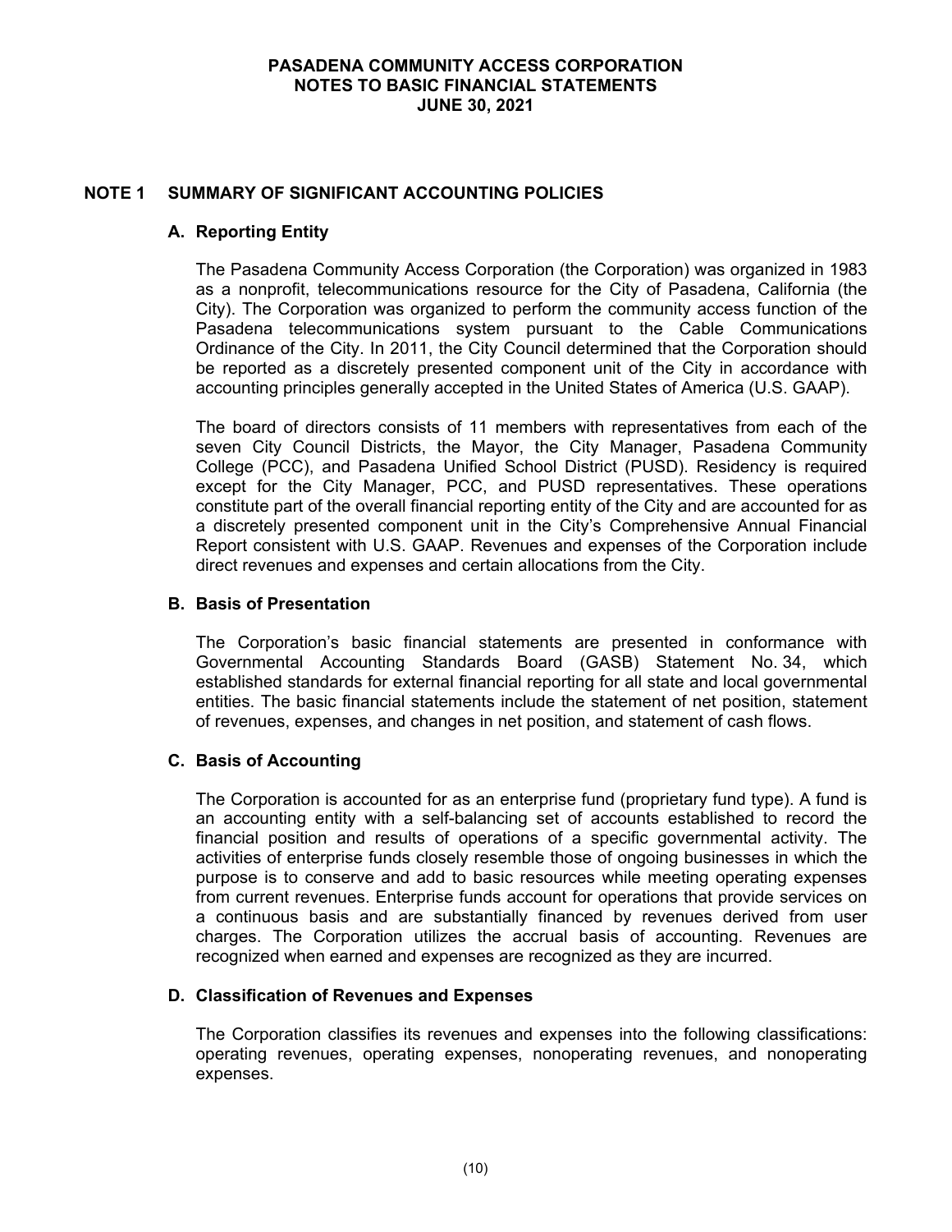# PASADENA COMMUNITY ACCESS CORPORATION
## NOTES TO BASIC FINANCIAL STATEMENTS
## JUNE 30, 2021

## NOTE 1 SUMMARY OF SIGNIFICANT ACCOUNTING POLICIES

### A. Reporting Entity

The Pasadena Community Access Corporation (the Corporation) was organized in 1983 as a nonprofit, telecommunications resource for the City of Pasadena, California (the City). The Corporation was organized to perform the community access function of the Pasadena telecommunications system pursuant to the Cable Communications Ordinance of the City. In 2011, the City Council determined that the Corporation should be reported as a discretely presented component unit of the City in accordance with accounting principles generally accepted in the United States of America (U.S. GAAP).

The board of directors consists of 11 members with representatives from each of the seven City Council Districts, the Mayor, the City Manager, Pasadena Community College (PCC), and Pasadena Unified School District (PUSD). Residency is required except for the City Manager, PCC, and PUSD representatives. These operations constitute part of the overall financial reporting entity of the City and are accounted for as a discretely presented component unit in the City's Comprehensive Annual Financial Report consistent with U.S. GAAP. Revenues and expenses of the Corporation include direct revenues and expenses and certain allocations from the City.

### B. Basis of Presentation

The Corporation's basic financial statements are presented in conformance with Governmental Accounting Standards Board (GASB) Statement No. 34, which established standards for external financial reporting for all state and local governmental entities. The basic financial statements include the statement of net position, statement of revenues, expenses, and changes in net position, and statement of cash flows.

### C. Basis of Accounting

The Corporation is accounted for as an enterprise fund (proprietary fund type). A fund is an accounting entity with a self-balancing set of accounts established to record the financial position and results of operations of a specific governmental activity. The activities of enterprise funds closely resemble those of ongoing businesses in which the purpose is to conserve and add to basic resources while meeting operating expenses from current revenues. Enterprise funds account for operations that provide services on a continuous basis and are substantially financed by revenues derived from user charges. The Corporation utilizes the accrual basis of accounting. Revenues are recognized when earned and expenses are recognized as they are incurred.

### D. Classification of Revenues and Expenses

The Corporation classifies its revenues and expenses into the following classifications: operating revenues, operating expenses, nonoperating revenues, and nonoperating expenses.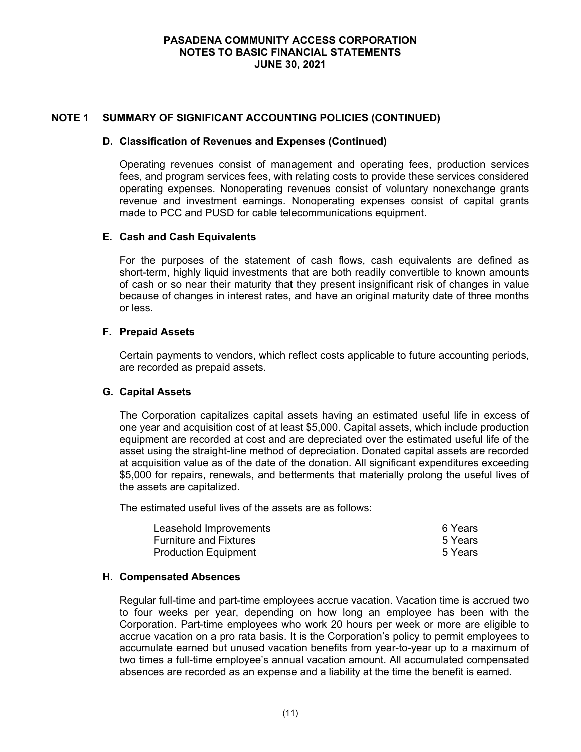## NOTE 1 SUMMARY OF SIGNIFICANT ACCOUNTING POLICIES (CONTINUED)

### D. Classification of Revenues and Expenses (Continued)

Operating revenues consist of management and operating fees, production services fees, and program services fees, with relating costs to provide these services considered operating expenses. Nonoperating revenues consist of voluntary nonexchange grants revenue and investment earnings. Nonoperating expenses consist of capital grants made to PCC and PUSD for cable telecommunications equipment.

### E. Cash and Cash Equivalents

For the purposes of the statement of cash flows, cash equivalents are defined as short-term, highly liquid investments that are both readily convertible to known amounts of cash or so near their maturity that they present insignificant risk of changes in value because of changes in interest rates, and have an original maturity date of three months or less.

### F. Prepaid Assets

Certain payments to vendors, which reflect costs applicable to future accounting periods, are recorded as prepaid assets.

### G. Capital Assets

The Corporation capitalizes capital assets having an estimated useful life in excess of one year and acquisition cost of at least $5,000. Capital assets, which include production equipment are recorded at cost and are depreciated over the estimated useful life of the asset using the straight-line method of depreciation. Donated capital assets are recorded at acquisition value as of the date of the donation. All significant expenditures exceeding $5,000 for repairs, renewals, and betterments that materially prolong the useful lives of the assets are capitalized.

The estimated useful lives of the assets are as follows:

| | |
|---|---|
| Leasehold Improvements | 6 Years |
| Furniture and Fixtures | 5 Years |
| Production Equipment | 5 Years |

### H. Compensated Absences

Regular full-time and part-time employees accrue vacation. Vacation time is accrued two to four weeks per year, depending on how long an employee has been with the Corporation. Part-time employees who work 20 hours per week or more are eligible to accrue vacation on a pro rata basis. It is the Corporation's policy to permit employees to accumulate earned but unused vacation benefits from year-to-year up to a maximum of two times a full-time employee's annual vacation amount. All accumulated compensated absences are recorded as an expense and a liability at the time the benefit is earned.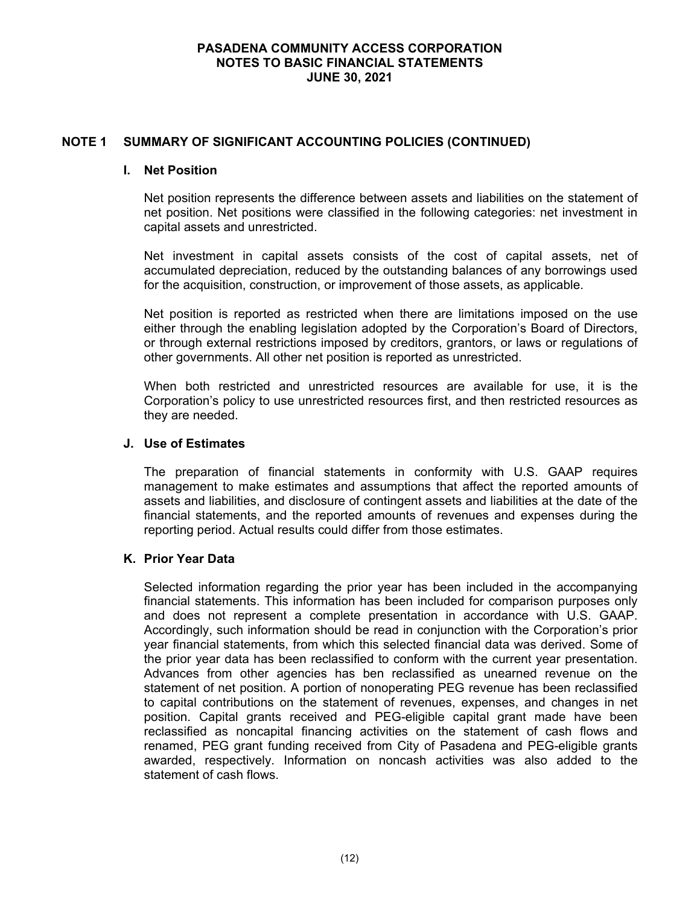# PASADENA COMMUNITY ACCESS CORPORATION
# NOTES TO BASIC FINANCIAL STATEMENTS
# JUNE 30, 2021

## NOTE 1 SUMMARY OF SIGNIFICANT ACCOUNTING POLICIES (CONTINUED)

### I. Net Position

Net position represents the difference between assets and liabilities on the statement of net position. Net positions were classified in the following categories: net investment in capital assets and unrestricted.

Net investment in capital assets consists of the cost of capital assets, net of accumulated depreciation, reduced by the outstanding balances of any borrowings used for the acquisition, construction, or improvement of those assets, as applicable.

Net position is reported as restricted when there are limitations imposed on the use either through the enabling legislation adopted by the Corporation's Board of Directors, or through external restrictions imposed by creditors, grantors, or laws or regulations of other governments. All other net position is reported as unrestricted.

When both restricted and unrestricted resources are available for use, it is the Corporation's policy to use unrestricted resources first, and then restricted resources as they are needed.

### J. Use of Estimates

The preparation of financial statements in conformity with U.S. GAAP requires management to make estimates and assumptions that affect the reported amounts of assets and liabilities, and disclosure of contingent assets and liabilities at the date of the financial statements, and the reported amounts of revenues and expenses during the reporting period. Actual results could differ from those estimates.

### K. Prior Year Data

Selected information regarding the prior year has been included in the accompanying financial statements. This information has been included for comparison purposes only and does not represent a complete presentation in accordance with U.S. GAAP. Accordingly, such information should be read in conjunction with the Corporation's prior year financial statements, from which this selected financial data was derived. Some of the prior year data has been reclassified to conform with the current year presentation. Advances from other agencies has ben reclassified as unearned revenue on the statement of net position. A portion of nonoperating PEG revenue has been reclassified to capital contributions on the statement of revenues, expenses, and changes in net position. Capital grants received and PEG-eligible capital grant made have been reclassified as noncapital financing activities on the statement of cash flows and renamed, PEG grant funding received from City of Pasadena and PEG-eligible grants awarded, respectively. Information on noncash activities was also added to the statement of cash flows.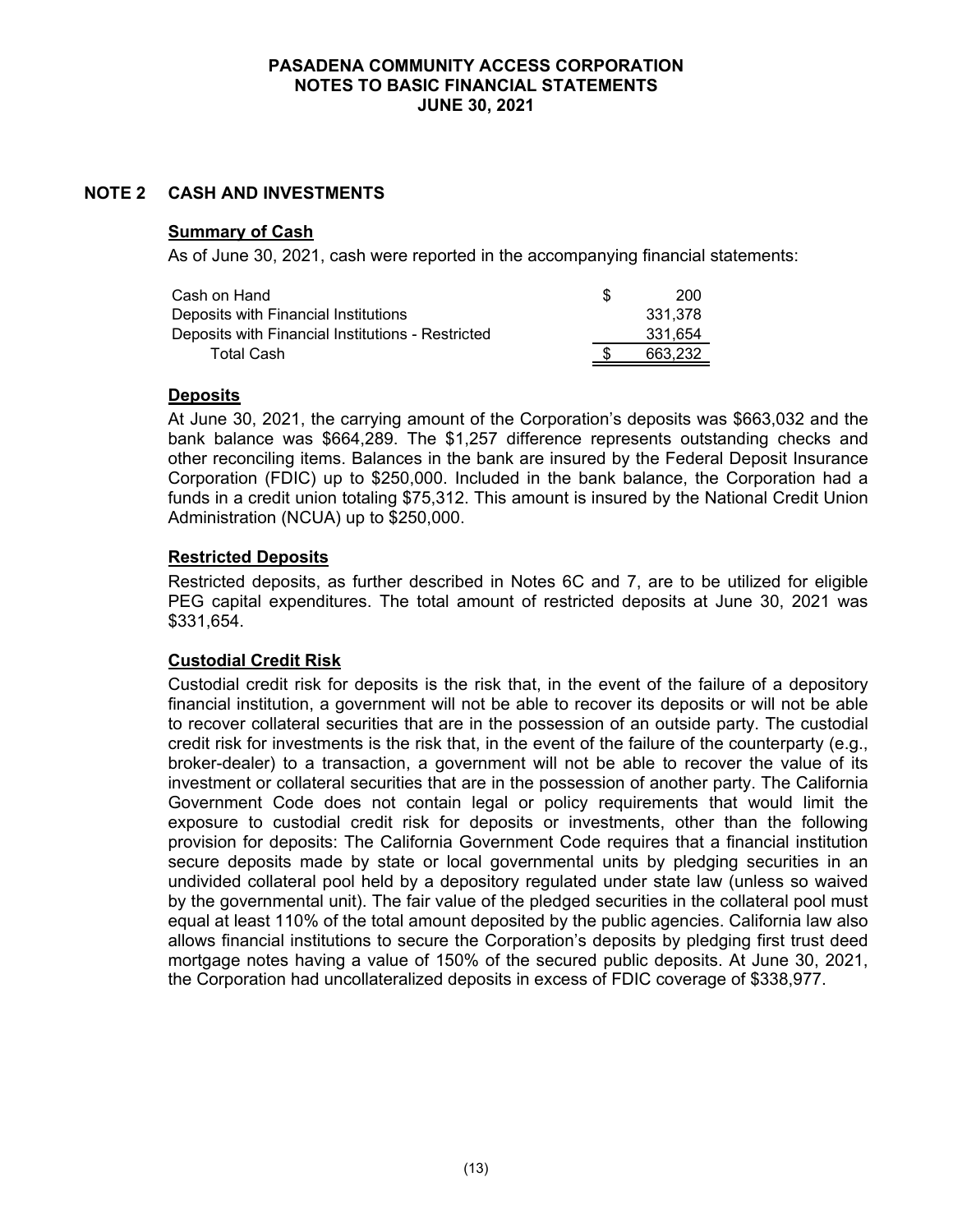PASADENA COMMUNITY ACCESS CORPORATION
NOTES TO BASIC FINANCIAL STATEMENTS
JUNE 30, 2021

## NOTE 2 CASH AND INVESTMENTS

### Summary of Cash

As of June 30, 2021, cash were reported in the accompanying financial statements:

| | | |
|---|---|---|
| Cash on Hand | $ | 200 |
| Deposits with Financial Institutions | | 331,378 |
| Deposits with Financial Institutions - Restricted | | 331,654 |
| Total Cash | $ | 663,232 |

### Deposits

At June 30, 2021, the carrying amount of the Corporation's deposits was $663,032 and the bank balance was $664,289. The $1,257 difference represents outstanding checks and other reconciling items. Balances in the bank are insured by the Federal Deposit Insurance Corporation (FDIC) up to $250,000. Included in the bank balance, the Corporation had a funds in a credit union totaling $75,312. This amount is insured by the National Credit Union Administration (NCUA) up to $250,000.

### Restricted Deposits

Restricted deposits, as further described in Notes 6C and 7, are to be utilized for eligible PEG capital expenditures. The total amount of restricted deposits at June 30, 2021 was $331,654.

### Custodial Credit Risk

Custodial credit risk for deposits is the risk that, in the event of the failure of a depository financial institution, a government will not be able to recover its deposits or will not be able to recover collateral securities that are in the possession of an outside party. The custodial credit risk for investments is the risk that, in the event of the failure of the counterparty (e.g., broker-dealer) to a transaction, a government will not be able to recover the value of its investment or collateral securities that are in the possession of another party. The California Government Code does not contain legal or policy requirements that would limit the exposure to custodial credit risk for deposits or investments, other than the following provision for deposits: The California Government Code requires that a financial institution secure deposits made by state or local governmental units by pledging securities in an undivided collateral pool held by a depository regulated under state law (unless so waived by the governmental unit). The fair value of the pledged securities in the collateral pool must equal at least 110% of the total amount deposited by the public agencies. California law also allows financial institutions to secure the Corporation's deposits by pledging first trust deed mortgage notes having a value of 150% of the secured public deposits. At June 30, 2021, the Corporation had uncollateralized deposits in excess of FDIC coverage of $338,977.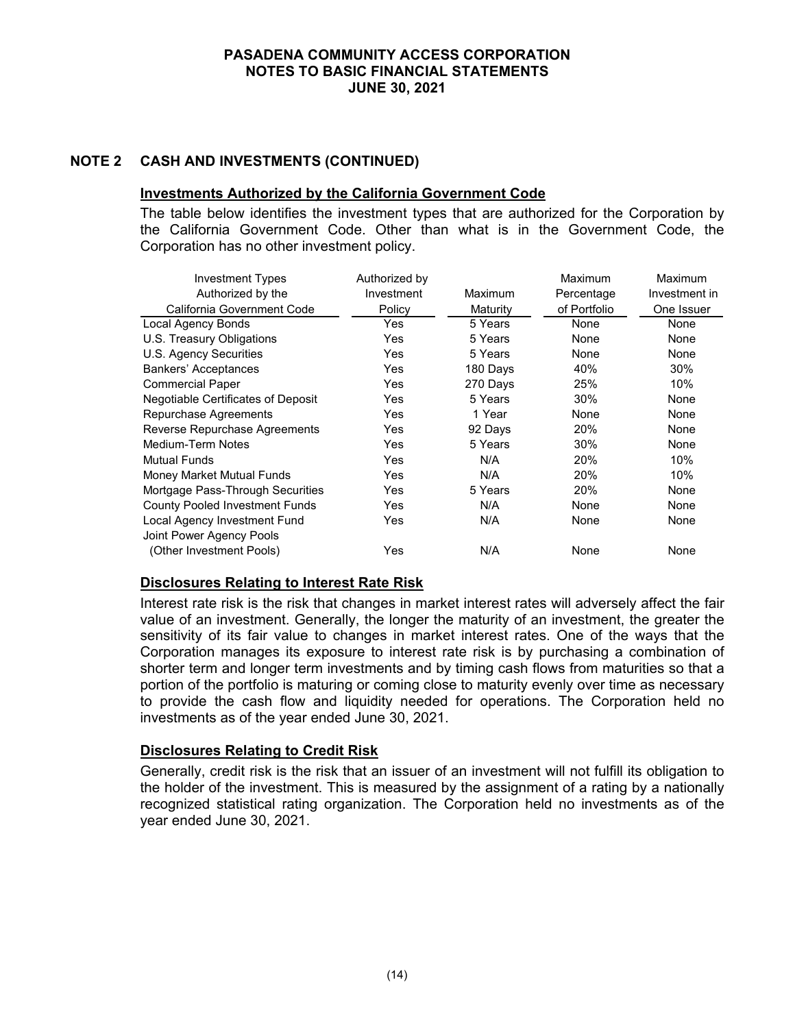## NOTE 2 CASH AND INVESTMENTS (CONTINUED)

### Investments Authorized by the California Government Code

The table below identifies the investment types that are authorized for the Corporation by the California Government Code. Other than what is in the Government Code, the Corporation has no other investment policy.

| Investment Types Authorized by the California Government Code | Authorized by Investment Policy | Maximum Maturity | Maximum Percentage of Portfolio | Maximum Investment in One Issuer |
|---|---|---|---|---|
| Local Agency Bonds | Yes | 5 Years | None | None |
| U.S. Treasury Obligations | Yes | 5 Years | None | None |
| U.S. Agency Securities | Yes | 5 Years | None | None |
| Bankers' Acceptances | Yes | 180 Days | 40% | 30% |
| Commercial Paper | Yes | 270 Days | 25% | 10% |
| Negotiable Certificates of Deposit | Yes | 5 Years | 30% | None |
| Repurchase Agreements | Yes | 1 Year | None | None |
| Reverse Repurchase Agreements | Yes | 92 Days | 20% | None |
| Medium-Term Notes | Yes | 5 Years | 30% | None |
| Mutual Funds | Yes | N/A | 20% | 10% |
| Money Market Mutual Funds | Yes | N/A | 20% | 10% |
| Mortgage Pass-Through Securities | Yes | 5 Years | 20% | None |
| County Pooled Investment Funds | Yes | N/A | None | None |
| Local Agency Investment Fund | Yes | N/A | None | None |
| Joint Power Agency Pools (Other Investment Pools) | Yes | N/A | None | None |

### Disclosures Relating to Interest Rate Risk

Interest rate risk is the risk that changes in market interest rates will adversely affect the fair value of an investment. Generally, the longer the maturity of an investment, the greater the sensitivity of its fair value to changes in market interest rates. One of the ways that the Corporation manages its exposure to interest rate risk is by purchasing a combination of shorter term and longer term investments and by timing cash flows from maturities so that a portion of the portfolio is maturing or coming close to maturity evenly over time as necessary to provide the cash flow and liquidity needed for operations. The Corporation held no investments as of the year ended June 30, 2021.

### Disclosures Relating to Credit Risk

Generally, credit risk is the risk that an issuer of an investment will not fulfill its obligation to the holder of the investment. This is measured by the assignment of a rating by a nationally recognized statistical rating organization. The Corporation held no investments as of the year ended June 30, 2021.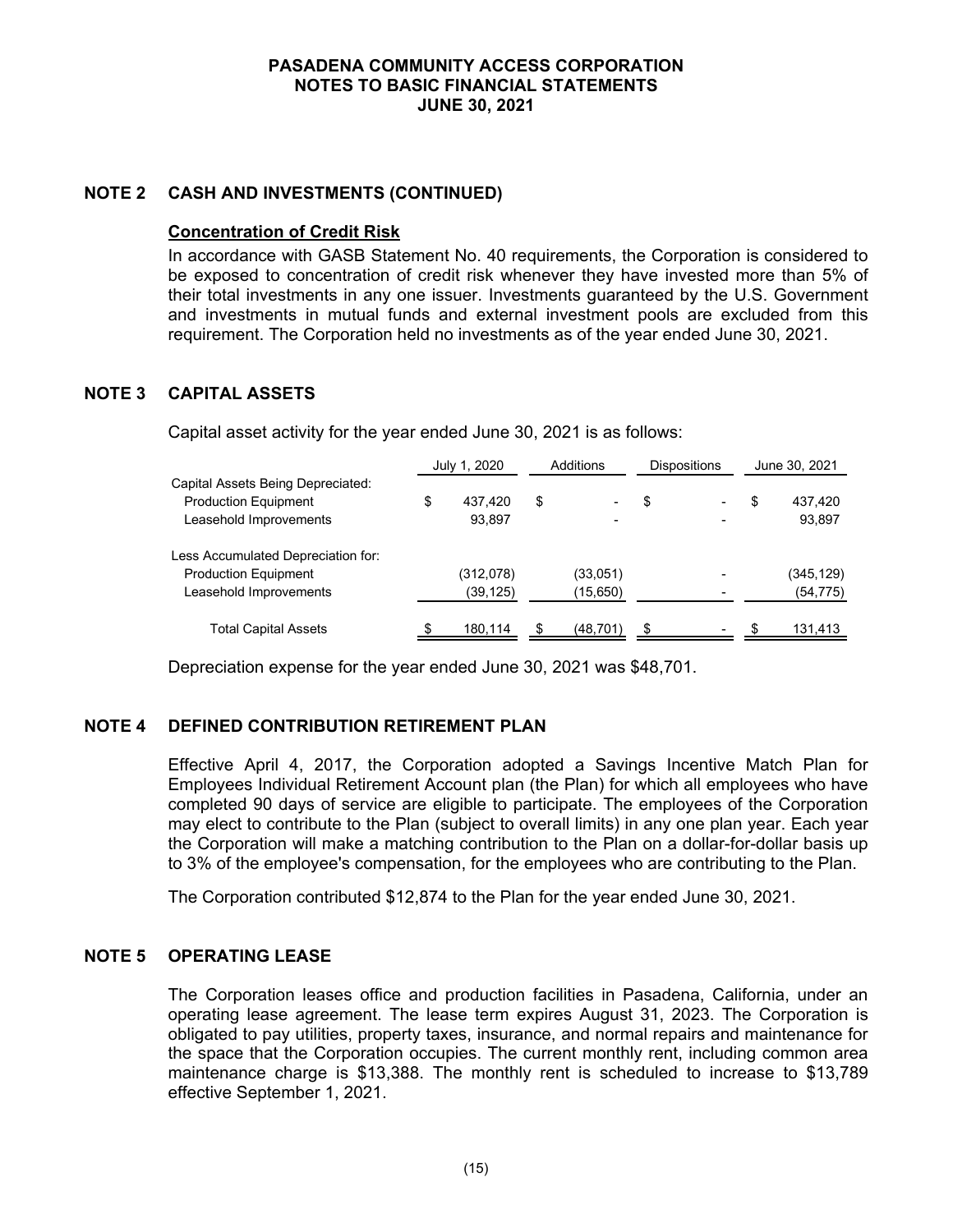**PASADENA COMMUNITY ACCESS CORPORATION**
**NOTES TO BASIC FINANCIAL STATEMENTS**
**JUNE 30, 2021**

## NOTE 2 CASH AND INVESTMENTS (CONTINUED)

### Concentration of Credit Risk

In accordance with GASB Statement No. 40 requirements, the Corporation is considered to be exposed to concentration of credit risk whenever they have invested more than 5% of their total investments in any one issuer. Investments guaranteed by the U.S. Government and investments in mutual funds and external investment pools are excluded from this requirement. The Corporation held no investments as of the year ended June 30, 2021.

## NOTE 3 CAPITAL ASSETS

Capital asset activity for the year ended June 30, 2021 is as follows:

| | July 1, 2020 | Additions | Dispositions | June 30, 2021 |
|---|---|---|---|---|
| Capital Assets Being Depreciated: | | | | |
| Production Equipment | $ 437,420 | $ - | $ - | $ 437,420 |
| Leasehold Improvements | 93,897 | - | - | 93,897 |
| Less Accumulated Depreciation for: | | | | |
| Production Equipment | (312,078) | (33,051) | - | (345,129) |
| Leasehold Improvements | (39,125) | (15,650) | - | (54,775) |
| Total Capital Assets | $ 180,114 | $ (48,701) | $ - | $ 131,413 |

Depreciation expense for the year ended June 30, 2021 was $48,701.

## NOTE 4 DEFINED CONTRIBUTION RETIREMENT PLAN

Effective April 4, 2017, the Corporation adopted a Savings Incentive Match Plan for Employees Individual Retirement Account plan (the Plan) for which all employees who have completed 90 days of service are eligible to participate. The employees of the Corporation may elect to contribute to the Plan (subject to overall limits) in any one plan year. Each year the Corporation will make a matching contribution to the Plan on a dollar-for-dollar basis up to 3% of the employee's compensation, for the employees who are contributing to the Plan.

The Corporation contributed $12,874 to the Plan for the year ended June 30, 2021.

## NOTE 5 OPERATING LEASE

The Corporation leases office and production facilities in Pasadena, California, under an operating lease agreement. The lease term expires August 31, 2023. The Corporation is obligated to pay utilities, property taxes, insurance, and normal repairs and maintenance for the space that the Corporation occupies. The current monthly rent, including common area maintenance charge is $13,388. The monthly rent is scheduled to increase to $13,789 effective September 1, 2021.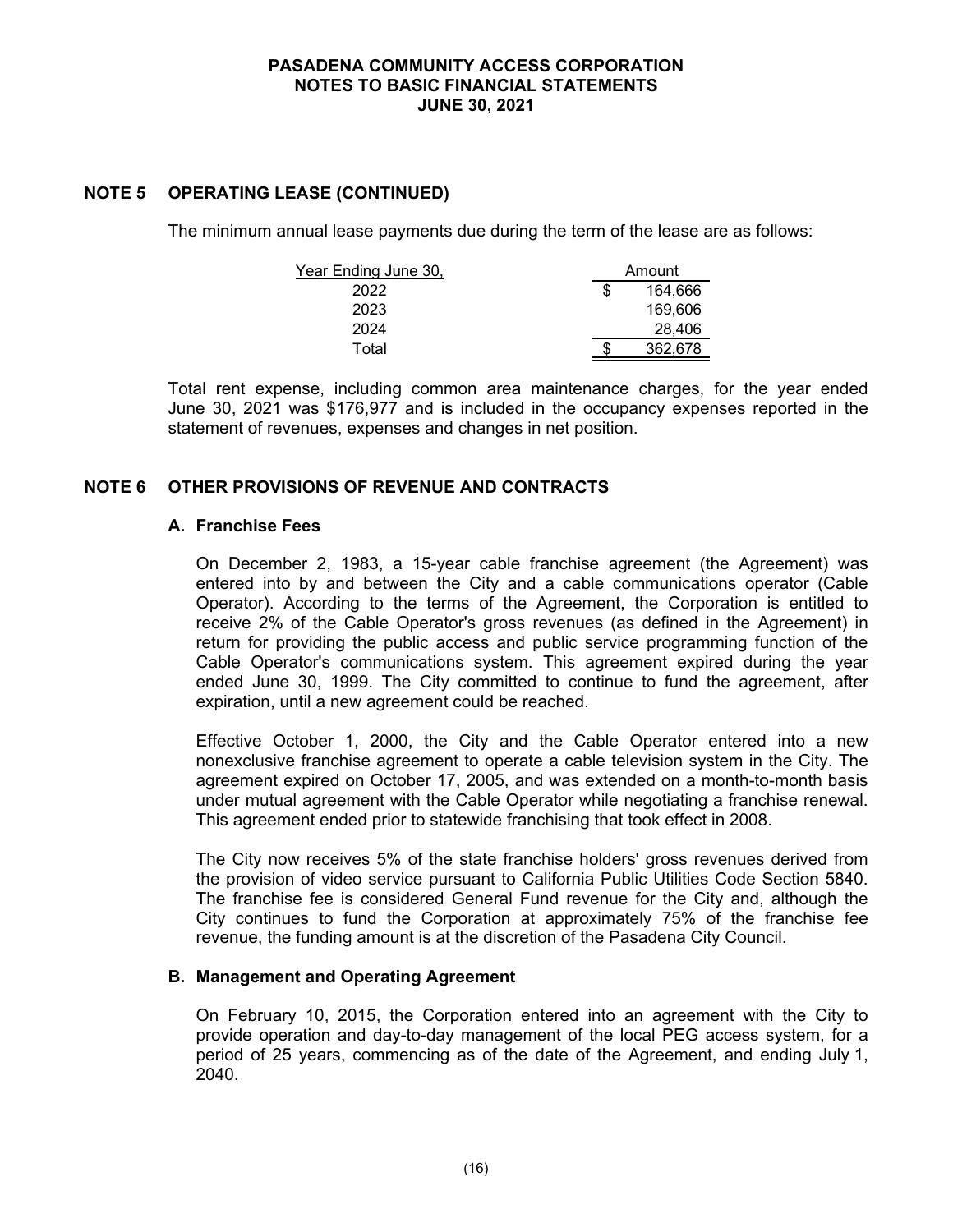## NOTE 5 OPERATING LEASE (CONTINUED)

The minimum annual lease payments due during the term of the lease are as follows:

| Year Ending June 30, | Amount |
|---|---|
| 2022 | $ 164,666 |
| 2023 | 169,606 |
| 2024 | 28,406 |
| Total | $ 362,678 |

Total rent expense, including common area maintenance charges, for the year ended June 30, 2021 was $176,977 and is included in the occupancy expenses reported in the statement of revenues, expenses and changes in net position.

## NOTE 6 OTHER PROVISIONS OF REVENUE AND CONTRACTS

### A. Franchise Fees

On December 2, 1983, a 15-year cable franchise agreement (the Agreement) was entered into by and between the City and a cable communications operator (Cable Operator). According to the terms of the Agreement, the Corporation is entitled to receive 2% of the Cable Operator's gross revenues (as defined in the Agreement) in return for providing the public access and public service programming function of the Cable Operator's communications system. This agreement expired during the year ended June 30, 1999. The City committed to continue to fund the agreement, after expiration, until a new agreement could be reached.

Effective October 1, 2000, the City and the Cable Operator entered into a new nonexclusive franchise agreement to operate a cable television system in the City. The agreement expired on October 17, 2005, and was extended on a month-to-month basis under mutual agreement with the Cable Operator while negotiating a franchise renewal. This agreement ended prior to statewide franchising that took effect in 2008.

The City now receives 5% of the state franchise holders' gross revenues derived from the provision of video service pursuant to California Public Utilities Code Section 5840. The franchise fee is considered General Fund revenue for the City and, although the City continues to fund the Corporation at approximately 75% of the franchise fee revenue, the funding amount is at the discretion of the Pasadena City Council.

### B. Management and Operating Agreement

On February 10, 2015, the Corporation entered into an agreement with the City to provide operation and day-to-day management of the local PEG access system, for a period of 25 years, commencing as of the date of the Agreement, and ending July 1, 2040.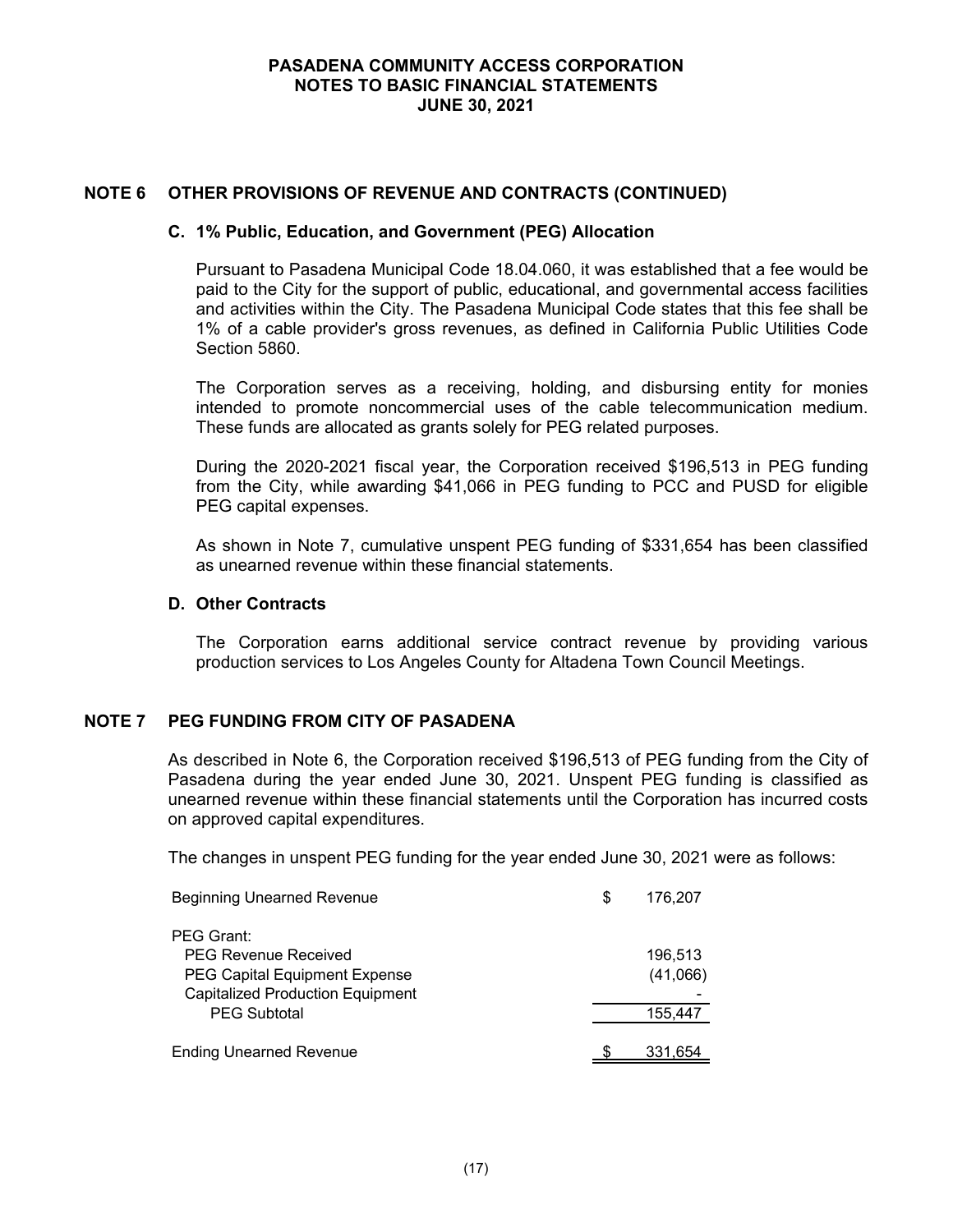# PASADENA COMMUNITY ACCESS CORPORATION
# NOTES TO BASIC FINANCIAL STATEMENTS
# JUNE 30, 2021

## NOTE 6 OTHER PROVISIONS OF REVENUE AND CONTRACTS (CONTINUED)

### C. 1% Public, Education, and Government (PEG) Allocation

Pursuant to Pasadena Municipal Code 18.04.060, it was established that a fee would be paid to the City for the support of public, educational, and governmental access facilities and activities within the City. The Pasadena Municipal Code states that this fee shall be 1% of a cable provider's gross revenues, as defined in California Public Utilities Code Section 5860.

The Corporation serves as a receiving, holding, and disbursing entity for monies intended to promote noncommercial uses of the cable telecommunication medium. These funds are allocated as grants solely for PEG related purposes.

During the 2020-2021 fiscal year, the Corporation received $196,513 in PEG funding from the City, while awarding $41,066 in PEG funding to PCC and PUSD for eligible PEG capital expenses.

As shown in Note 7, cumulative unspent PEG funding of $331,654 has been classified as unearned revenue within these financial statements.

### D. Other Contracts

The Corporation earns additional service contract revenue by providing various production services to Los Angeles County for Altadena Town Council Meetings.

## NOTE 7 PEG FUNDING FROM CITY OF PASADENA

As described in Note 6, the Corporation received $196,513 of PEG funding from the City of Pasadena during the year ended June 30, 2021. Unspent PEG funding is classified as unearned revenue within these financial statements until the Corporation has incurred costs on approved capital expenditures.

The changes in unspent PEG funding for the year ended June 30, 2021 were as follows:

| | |
|---|---|
| Beginning Unearned Revenue | $ 176,207 |
| PEG Grant: | |
| PEG Revenue Received | 196,513 |
| PEG Capital Equipment Expense | (41,066) |
| Capitalized Production Equipment | - |
| PEG Subtotal | 155,447 |
| Ending Unearned Revenue | $ 331,654 |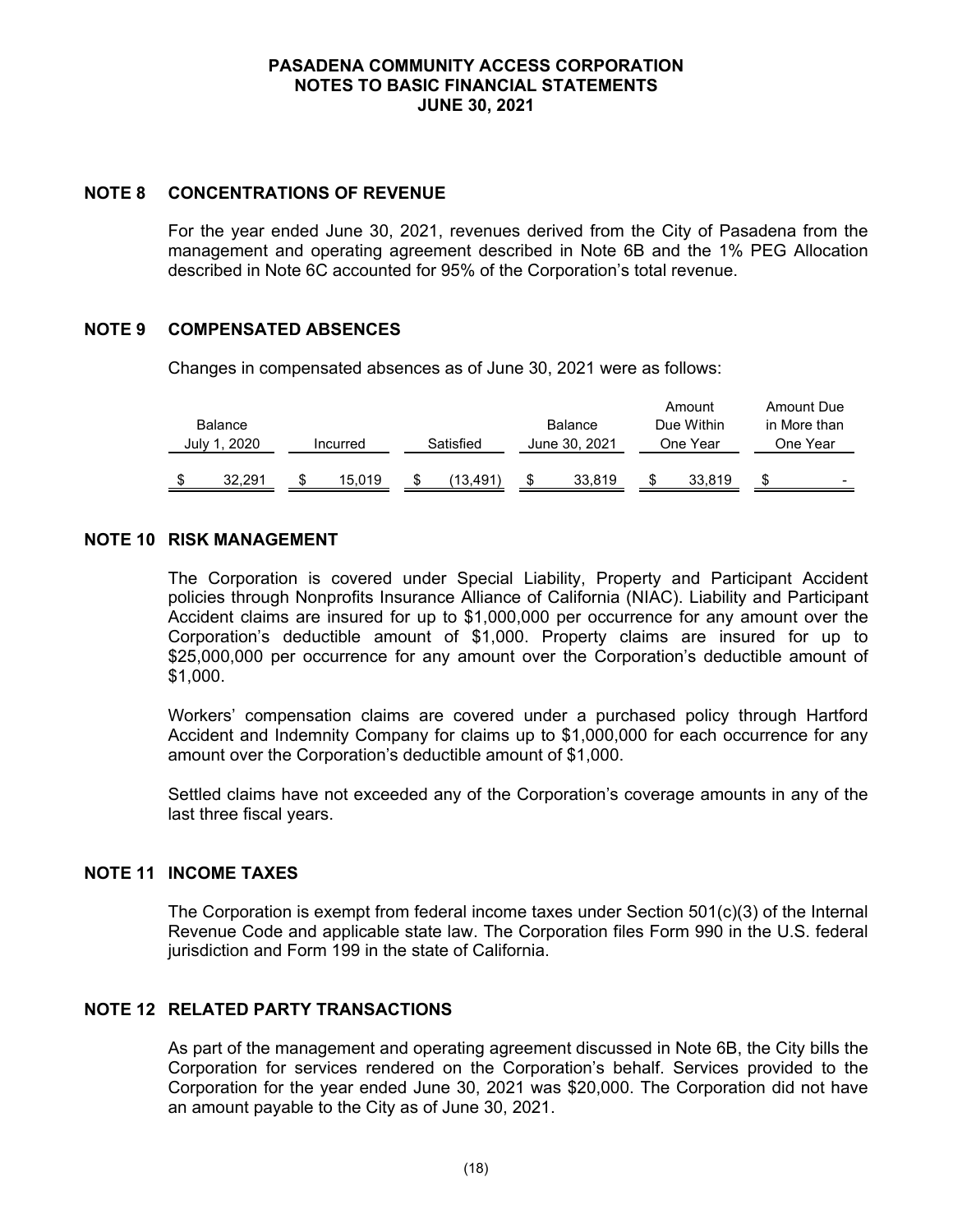# PASADENA COMMUNITY ACCESS CORPORATION
# NOTES TO BASIC FINANCIAL STATEMENTS
# JUNE 30, 2021

## NOTE 8 CONCENTRATIONS OF REVENUE

For the year ended June 30, 2021, revenues derived from the City of Pasadena from the management and operating agreement described in Note 6B and the 1% PEG Allocation described in Note 6C accounted for 95% of the Corporation's total revenue.

## NOTE 9 COMPENSATED ABSENCES

Changes in compensated absences as of June 30, 2021 were as follows:

| Balance July 1, 2020 | Incurred | Satisfied | Balance June 30, 2021 | Amount Due Within One Year | Amount Due in More than One Year |
|---|---|---|---|---|---|
| $ 32,291 | $ 15,019 | $ (13,491) | $ 33,819 | $ 33,819 | $ - |

## NOTE 10 RISK MANAGEMENT

The Corporation is covered under Special Liability, Property and Participant Accident policies through Nonprofits Insurance Alliance of California (NIAC). Liability and Participant Accident claims are insured for up to $1,000,000 per occurrence for any amount over the Corporation's deductible amount of $1,000. Property claims are insured for up to $25,000,000 per occurrence for any amount over the Corporation's deductible amount of $1,000.

Workers' compensation claims are covered under a purchased policy through Hartford Accident and Indemnity Company for claims up to $1,000,000 for each occurrence for any amount over the Corporation's deductible amount of $1,000.

Settled claims have not exceeded any of the Corporation's coverage amounts in any of the last three fiscal years.

## NOTE 11 INCOME TAXES

The Corporation is exempt from federal income taxes under Section 501(c)(3) of the Internal Revenue Code and applicable state law. The Corporation files Form 990 in the U.S. federal jurisdiction and Form 199 in the state of California.

## NOTE 12 RELATED PARTY TRANSACTIONS

As part of the management and operating agreement discussed in Note 6B, the City bills the Corporation for services rendered on the Corporation's behalf. Services provided to the Corporation for the year ended June 30, 2021 was $20,000. The Corporation did not have an amount payable to the City as of June 30, 2021.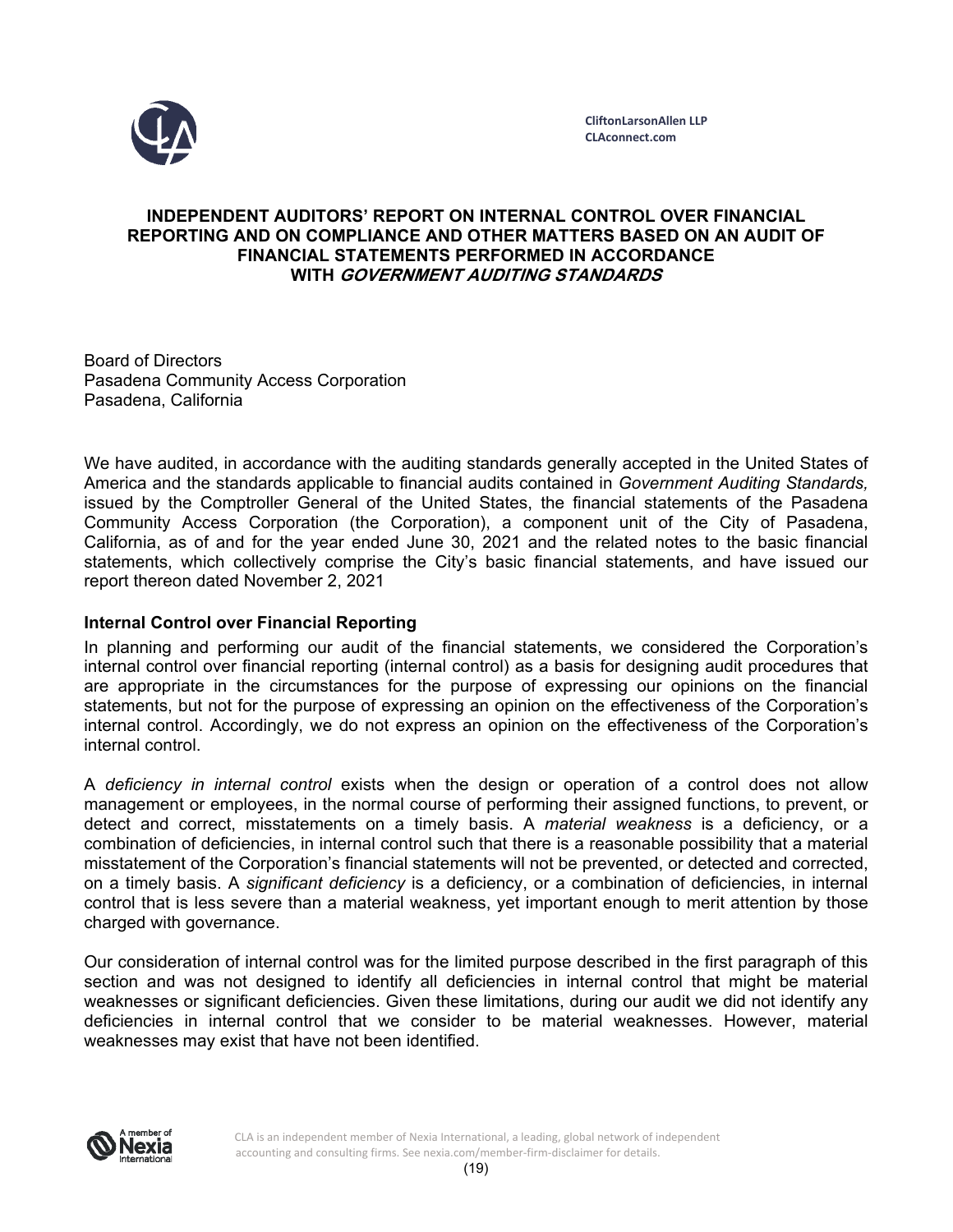CliftonLarsonAllen LLP
CLAconnect.com

# INDEPENDENT AUDITORS' REPORT ON INTERNAL CONTROL OVER FINANCIAL REPORTING AND ON COMPLIANCE AND OTHER MATTERS BASED ON AN AUDIT OF FINANCIAL STATEMENTS PERFORMED IN ACCORDANCE WITH *GOVERNMENT AUDITING STANDARDS*

Board of Directors
Pasadena Community Access Corporation
Pasadena, California

We have audited, in accordance with the auditing standards generally accepted in the United States of America and the standards applicable to financial audits contained in *Government Auditing Standards,* issued by the Comptroller General of the United States, the financial statements of the Pasadena Community Access Corporation (the Corporation), a component unit of the City of Pasadena, California, as of and for the year ended June 30, 2021 and the related notes to the basic financial statements, which collectively comprise the City's basic financial statements, and have issued our report thereon dated November 2, 2021

**Internal Control over Financial Reporting**

In planning and performing our audit of the financial statements, we considered the Corporation's internal control over financial reporting (internal control) as a basis for designing audit procedures that are appropriate in the circumstances for the purpose of expressing our opinions on the financial statements, but not for the purpose of expressing an opinion on the effectiveness of the Corporation's internal control. Accordingly, we do not express an opinion on the effectiveness of the Corporation's internal control.

A *deficiency in internal control* exists when the design or operation of a control does not allow management or employees, in the normal course of performing their assigned functions, to prevent, or detect and correct, misstatements on a timely basis. A *material weakness* is a deficiency, or a combination of deficiencies, in internal control such that there is a reasonable possibility that a material misstatement of the Corporation's financial statements will not be prevented, or detected and corrected, on a timely basis. A *significant deficiency* is a deficiency, or a combination of deficiencies, in internal control that is less severe than a material weakness, yet important enough to merit attention by those charged with governance.

Our consideration of internal control was for the limited purpose described in the first paragraph of this section and was not designed to identify all deficiencies in internal control that might be material weaknesses or significant deficiencies. Given these limitations, during our audit we did not identify any deficiencies in internal control that we consider to be material weaknesses. However, material weaknesses may exist that have not been identified.

CLA is an independent member of Nexia International, a leading, global network of independent accounting and consulting firms. See nexia.com/member-firm-disclaimer for details.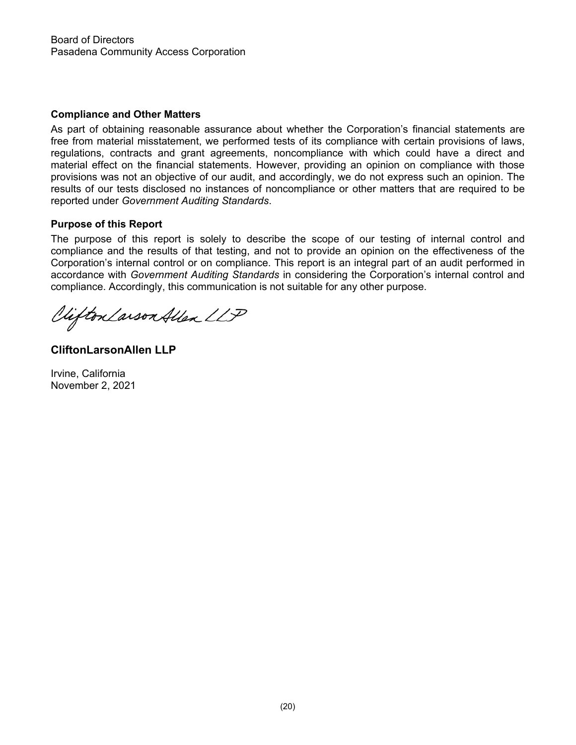Board of Directors
Pasadena Community Access Corporation

**Compliance and Other Matters**

As part of obtaining reasonable assurance about whether the Corporation's financial statements are free from material misstatement, we performed tests of its compliance with certain provisions of laws, regulations, contracts and grant agreements, noncompliance with which could have a direct and material effect on the financial statements. However, providing an opinion on compliance with those provisions was not an objective of our audit, and accordingly, we do not express such an opinion. The results of our tests disclosed no instances of noncompliance or other matters that are required to be reported under *Government Auditing Standards*.

**Purpose of this Report**

The purpose of this report is solely to describe the scope of our testing of internal control and compliance and the results of that testing, and not to provide an opinion on the effectiveness of the Corporation's internal control or on compliance. This report is an integral part of an audit performed in accordance with *Government Auditing Standards* in considering the Corporation's internal control and compliance. Accordingly, this communication is not suitable for any other purpose.

CliftonLarsonAllen LLP

**CliftonLarsonAllen LLP**

Irvine, California
November 2, 2021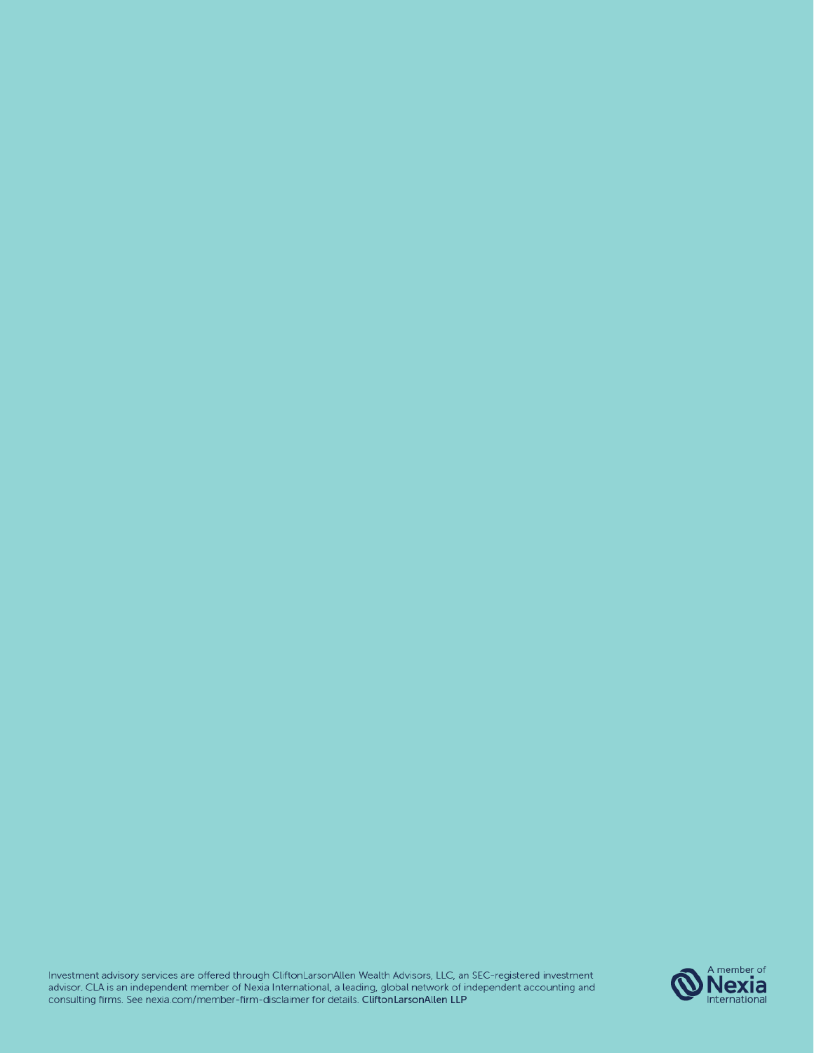Investment advisory services are offered through CliftonLarsonAllen Wealth Advisors, LLC, an SEC-registered investment advisor. CLA is an independent member of Nexia International, a leading, global network of independent accounting and consulting firms. See nexia.com/member-firm-disclaimer for details. **CliftonLarsonAllen LLP**

A member of Nexia International